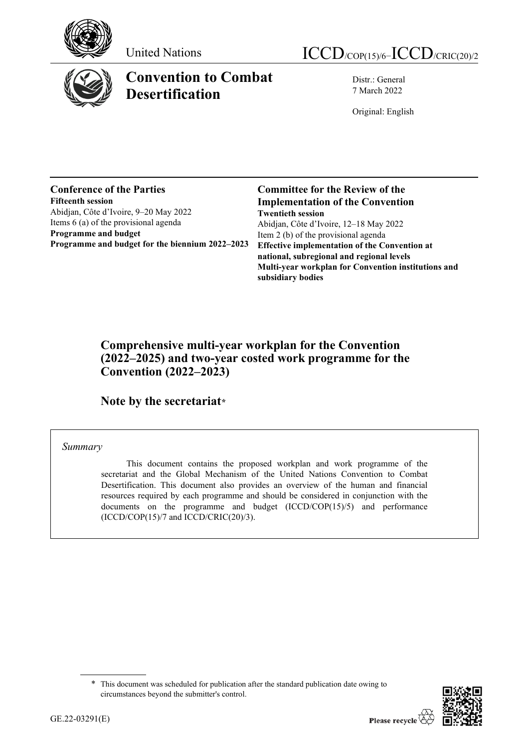United Nations

ICCD/COP(15)/6–ICCD/CRIC(20)/2

# Convention to Combat Desertification

Distr.: General
7 March 2022

Original: English

**Conference of the Parties**
**Fifteenth session**
Abidjan, Côte d'Ivoire, 9–20 May 2022
Items 6 (a) of the provisional agenda
**Programme and budget**
**Programme and budget for the biennium 2022–2023**

**Committee for the Review of the Implementation of the Convention**
**Twentieth session**
Abidjan, Côte d'Ivoire, 12–18 May 2022
Item 2 (b) of the provisional agenda
**Effective implementation of the Convention at national, subregional and regional levels**
**Multi-year workplan for Convention institutions and subsidiary bodies**

## Comprehensive multi-year workplan for the Convention (2022–2025) and two-year costed work programme for the Convention (2022–2023)

## Note by the secretariat*

*Summary*

This document contains the proposed workplan and work programme of the secretariat and the Global Mechanism of the United Nations Convention to Combat Desertification. This document also provides an overview of the human and financial resources required by each programme and should be considered in conjunction with the documents on the programme and budget (ICCD/COP(15)/5) and performance (ICCD/COP(15)/7 and ICCD/CRIC(20)/3).

\* This document was scheduled for publication after the standard publication date owing to circumstances beyond the submitter's control.

GE.22-03291(E)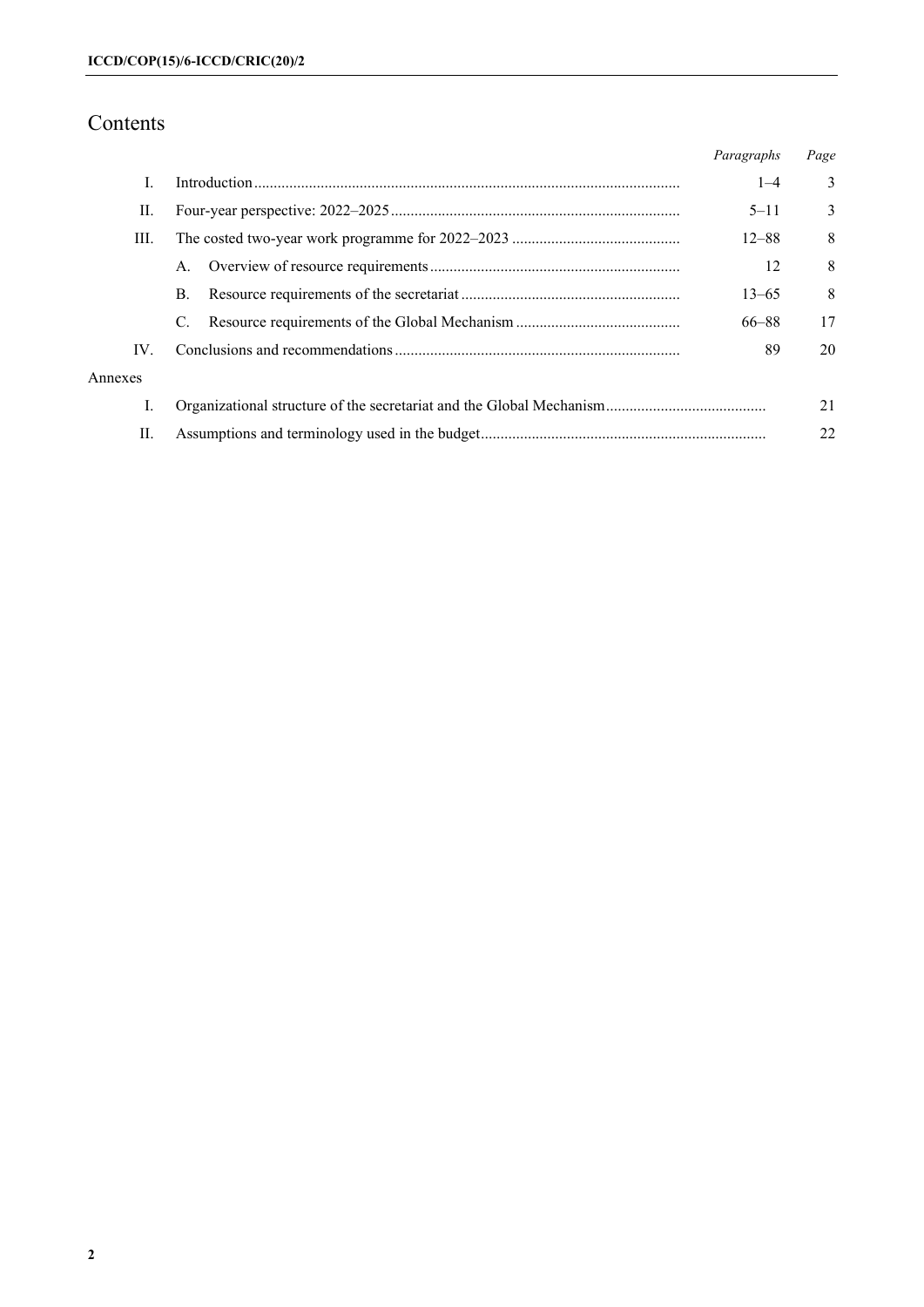# Contents

| | | Paragraphs | Page |
|---|---|---|---|
| I. | Introduction | 1–4 | 3 |
| II. | Four-year perspective: 2022–2025 | 5–11 | 3 |
| III. | The costed two-year work programme for 2022–2023 | 12–88 | 8 |
| | A. Overview of resource requirements | 12 | 8 |
| | B. Resource requirements of the secretariat | 13–65 | 8 |
| | C. Resource requirements of the Global Mechanism | 66–88 | 17 |
| IV. | Conclusions and recommendations | 89 | 20 |
| Annexes | | | |
| I. | Organizational structure of the secretariat and the Global Mechanism | | 21 |
| II. | Assumptions and terminology used in the budget | | 22 |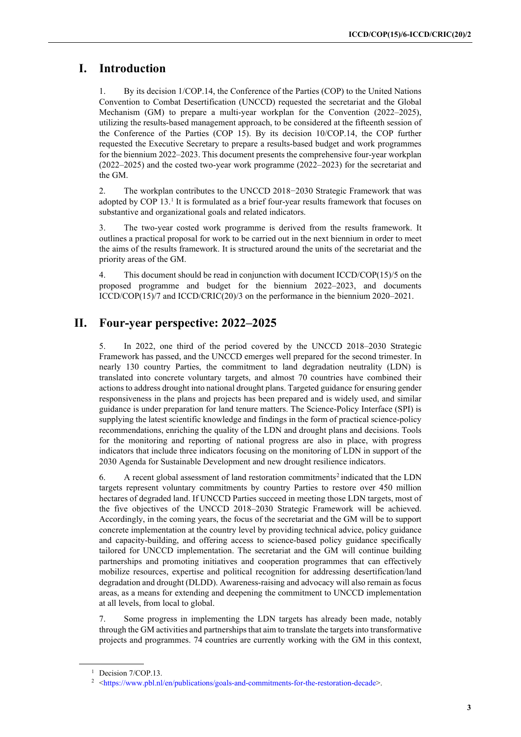# I. Introduction

1. By its decision 1/COP.14, the Conference of the Parties (COP) to the United Nations Convention to Combat Desertification (UNCCD) requested the secretariat and the Global Mechanism (GM) to prepare a multi-year workplan for the Convention (2022–2025), utilizing the results-based management approach, to be considered at the fifteenth session of the Conference of the Parties (COP 15). By its decision 10/COP.14, the COP further requested the Executive Secretary to prepare a results-based budget and work programmes for the biennium 2022–2023. This document presents the comprehensive four-year workplan (2022–2025) and the costed two-year work programme (2022–2023) for the secretariat and the GM.

2. The workplan contributes to the UNCCD 2018−2030 Strategic Framework that was adopted by COP 13.[1] It is formulated as a brief four-year results framework that focuses on substantive and organizational goals and related indicators.

3. The two-year costed work programme is derived from the results framework. It outlines a practical proposal for work to be carried out in the next biennium in order to meet the aims of the results framework. It is structured around the units of the secretariat and the priority areas of the GM.

4. This document should be read in conjunction with document ICCD/COP(15)/5 on the proposed programme and budget for the biennium 2022–2023, and documents ICCD/COP(15)/7 and ICCD/CRIC(20)/3 on the performance in the biennium 2020–2021.

# II. Four-year perspective: 2022–2025

5. In 2022, one third of the period covered by the UNCCD 2018–2030 Strategic Framework has passed, and the UNCCD emerges well prepared for the second trimester. In nearly 130 country Parties, the commitment to land degradation neutrality (LDN) is translated into concrete voluntary targets, and almost 70 countries have combined their actions to address drought into national drought plans. Targeted guidance for ensuring gender responsiveness in the plans and projects has been prepared and is widely used, and similar guidance is under preparation for land tenure matters. The Science-Policy Interface (SPI) is supplying the latest scientific knowledge and findings in the form of practical science-policy recommendations, enriching the quality of the LDN and drought plans and decisions. Tools for the monitoring and reporting of national progress are also in place, with progress indicators that include three indicators focusing on the monitoring of LDN in support of the 2030 Agenda for Sustainable Development and new drought resilience indicators.

6. A recent global assessment of land restoration commitments[2] indicated that the LDN targets represent voluntary commitments by country Parties to restore over 450 million hectares of degraded land. If UNCCD Parties succeed in meeting those LDN targets, most of the five objectives of the UNCCD 2018–2030 Strategic Framework will be achieved. Accordingly, in the coming years, the focus of the secretariat and the GM will be to support concrete implementation at the country level by providing technical advice, policy guidance and capacity-building, and offering access to science-based policy guidance specifically tailored for UNCCD implementation. The secretariat and the GM will continue building partnerships and promoting initiatives and cooperation programmes that can effectively mobilize resources, expertise and political recognition for addressing desertification/land degradation and drought (DLDD). Awareness-raising and advocacy will also remain as focus areas, as a means for extending and deepening the commitment to UNCCD implementation at all levels, from local to global.

7. Some progress in implementing the LDN targets has already been made, notably through the GM activities and partnerships that aim to translate the targets into transformative projects and programmes. 74 countries are currently working with the GM in this context,

[1] Decision 7/COP.13.

[2] <https://www.pbl.nl/en/publications/goals-and-commitments-for-the-restoration-decade>.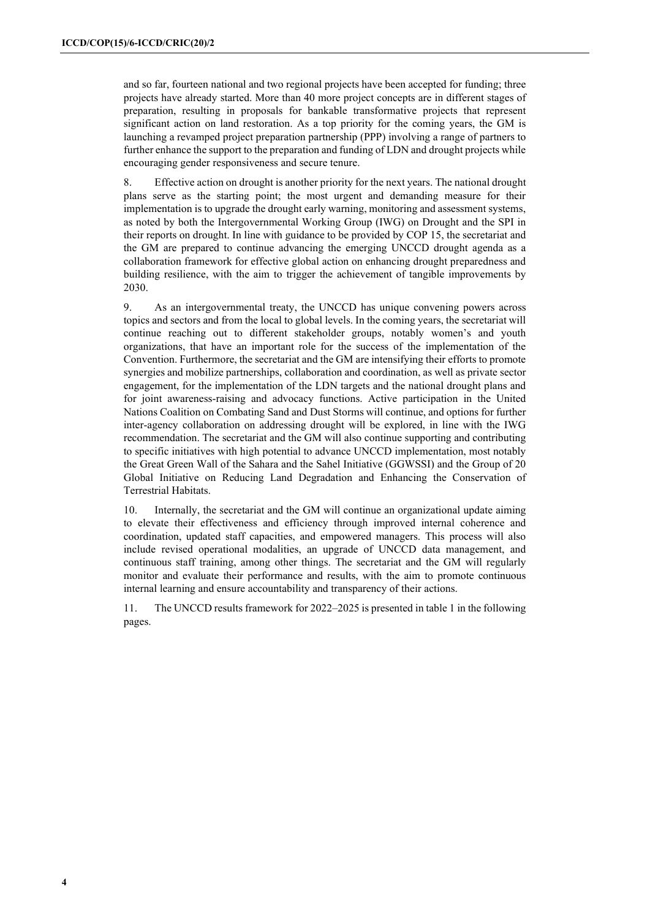and so far, fourteen national and two regional projects have been accepted for funding; three projects have already started. More than 40 more project concepts are in different stages of preparation, resulting in proposals for bankable transformative projects that represent significant action on land restoration. As a top priority for the coming years, the GM is launching a revamped project preparation partnership (PPP) involving a range of partners to further enhance the support to the preparation and funding of LDN and drought projects while encouraging gender responsiveness and secure tenure.

8. Effective action on drought is another priority for the next years. The national drought plans serve as the starting point; the most urgent and demanding measure for their implementation is to upgrade the drought early warning, monitoring and assessment systems, as noted by both the Intergovernmental Working Group (IWG) on Drought and the SPI in their reports on drought. In line with guidance to be provided by COP 15, the secretariat and the GM are prepared to continue advancing the emerging UNCCD drought agenda as a collaboration framework for effective global action on enhancing drought preparedness and building resilience, with the aim to trigger the achievement of tangible improvements by 2030.

9. As an intergovernmental treaty, the UNCCD has unique convening powers across topics and sectors and from the local to global levels. In the coming years, the secretariat will continue reaching out to different stakeholder groups, notably women's and youth organizations, that have an important role for the success of the implementation of the Convention. Furthermore, the secretariat and the GM are intensifying their efforts to promote synergies and mobilize partnerships, collaboration and coordination, as well as private sector engagement, for the implementation of the LDN targets and the national drought plans and for joint awareness-raising and advocacy functions. Active participation in the United Nations Coalition on Combating Sand and Dust Storms will continue, and options for further inter-agency collaboration on addressing drought will be explored, in line with the IWG recommendation. The secretariat and the GM will also continue supporting and contributing to specific initiatives with high potential to advance UNCCD implementation, most notably the Great Green Wall of the Sahara and the Sahel Initiative (GGWSSI) and the Group of 20 Global Initiative on Reducing Land Degradation and Enhancing the Conservation of Terrestrial Habitats.

10. Internally, the secretariat and the GM will continue an organizational update aiming to elevate their effectiveness and efficiency through improved internal coherence and coordination, updated staff capacities, and empowered managers. This process will also include revised operational modalities, an upgrade of UNCCD data management, and continuous staff training, among other things. The secretariat and the GM will regularly monitor and evaluate their performance and results, with the aim to promote continuous internal learning and ensure accountability and transparency of their actions.

11. The UNCCD results framework for 2022–2025 is presented in table 1 in the following pages.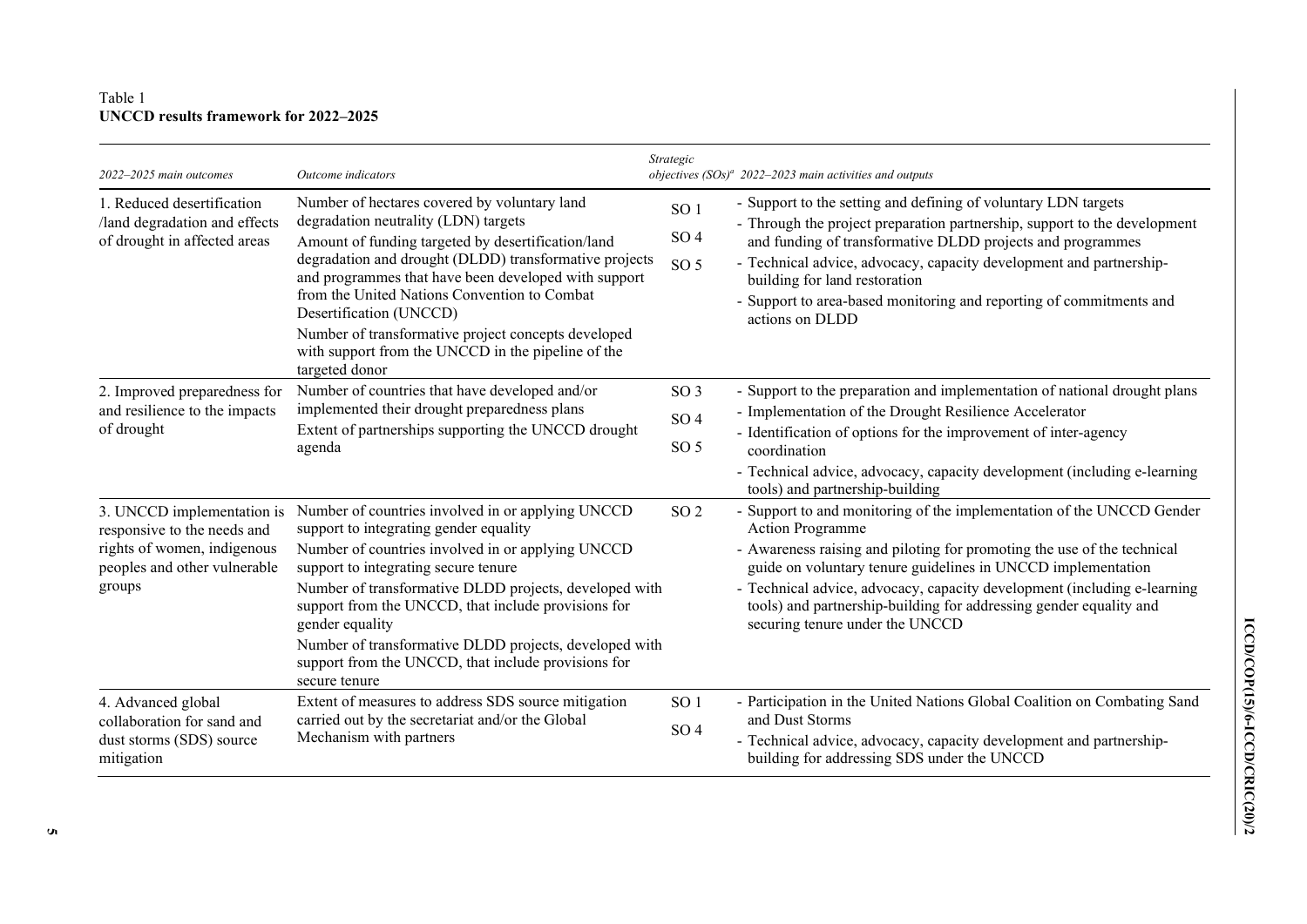Table 1
**UNCCD results framework for 2022–2025**

| *2022–2025 main outcomes* | *Outcome indicators* | *Strategic objectives (SOs)[a]* | *2022–2023 main activities and outputs* |
|---|---|---|---|
| 1. Reduced desertification /land degradation and effects of drought in affected areas | Number of hectares covered by voluntary land degradation neutrality (LDN) targets<br>Amount of funding targeted by desertification/land degradation and drought (DLDD) transformative projects and programmes that have been developed with support from the United Nations Convention to Combat Desertification (UNCCD)<br>Number of transformative project concepts developed with support from the UNCCD in the pipeline of the targeted donor | SO 1<br>SO 4<br>SO 5 | - Support to the setting and defining of voluntary LDN targets<br>- Through the project preparation partnership, support to the development and funding of transformative DLDD projects and programmes<br>- Technical advice, advocacy, capacity development and partnership-building for land restoration<br>- Support to area-based monitoring and reporting of commitments and actions on DLDD |
| 2. Improved preparedness for and resilience to the impacts of drought | Number of countries that have developed and/or implemented their drought preparedness plans<br>Extent of partnerships supporting the UNCCD drought agenda | SO 3<br>SO 4<br>SO 5 | - Support to the preparation and implementation of national drought plans<br>- Implementation of the Drought Resilience Accelerator<br>- Identification of options for the improvement of inter-agency coordination<br>- Technical advice, advocacy, capacity development (including e-learning tools) and partnership-building |
| 3. UNCCD implementation is responsive to the needs and rights of women, indigenous peoples and other vulnerable groups | Number of countries involved in or applying UNCCD support to integrating gender equality<br>Number of countries involved in or applying UNCCD support to integrating secure tenure<br>Number of transformative DLDD projects, developed with support from the UNCCD, that include provisions for gender equality<br>Number of transformative DLDD projects, developed with support from the UNCCD, that include provisions for secure tenure | SO 2 | - Support to and monitoring of the implementation of the UNCCD Gender Action Programme<br>- Awareness raising and piloting for promoting the use of the technical guide on voluntary tenure guidelines in UNCCD implementation<br>- Technical advice, advocacy, capacity development (including e-learning tools) and partnership-building for addressing gender equality and securing tenure under the UNCCD |
| 4. Advanced global collaboration for sand and dust storms (SDS) source mitigation | Extent of measures to address SDS source mitigation carried out by the secretariat and/or the Global Mechanism with partners | SO 1<br>SO 4 | - Participation in the United Nations Global Coalition on Combating Sand and Dust Storms<br>- Technical advice, advocacy, capacity development and partnership-building for addressing SDS under the UNCCD |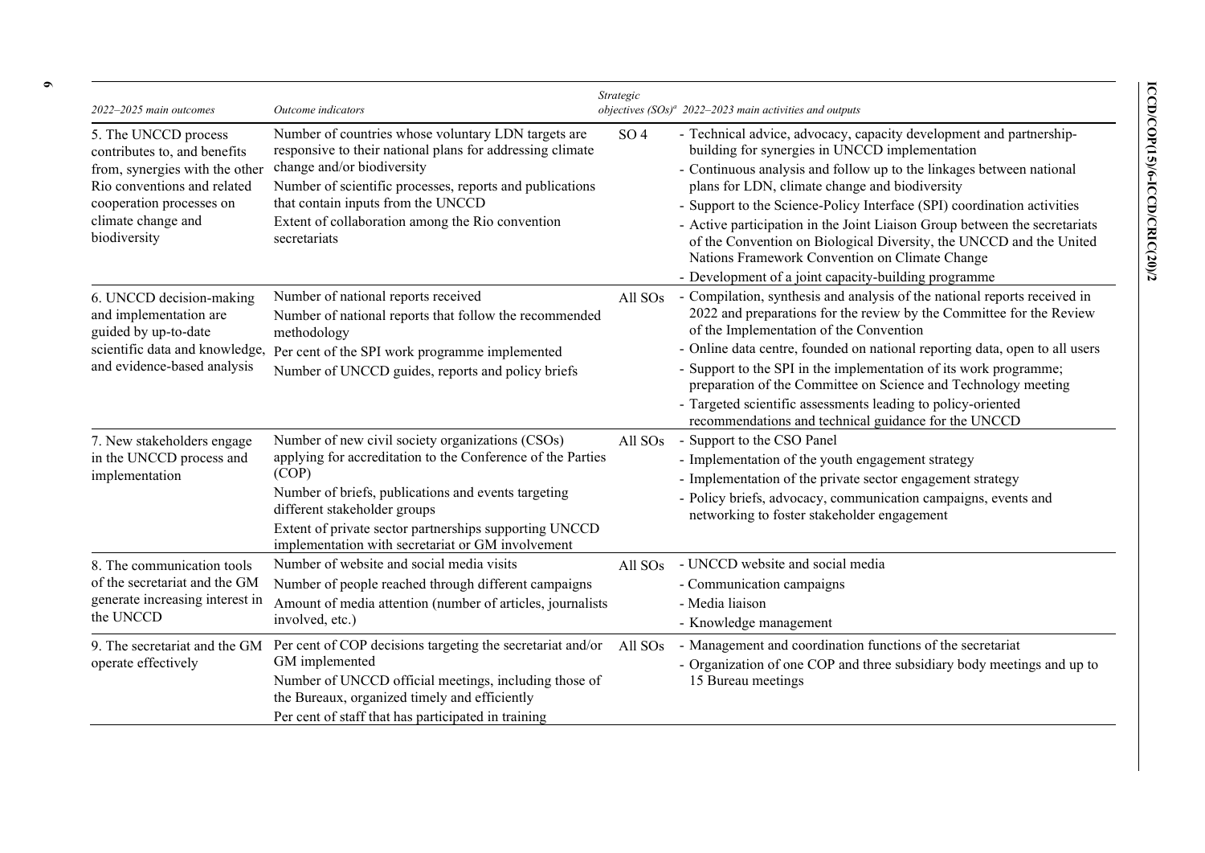| 2022–2025 main outcomes | Outcome indicators | Strategic objectives (SOs)[a] | 2022–2023 main activities and outputs |
|---|---|---|---|
| 5. The UNCCD process contributes to, and benefits from, synergies with the other Rio conventions and related cooperation processes on climate change and biodiversity | Number of countries whose voluntary LDN targets are responsive to their national plans for addressing climate change and/or biodiversity<br>Number of scientific processes, reports and publications that contain inputs from the UNCCD<br>Extent of collaboration among the Rio convention secretariats | SO 4 | - Technical advice, advocacy, capacity development and partnership-building for synergies in UNCCD implementation<br>- Continuous analysis and follow up to the linkages between national plans for LDN, climate change and biodiversity<br>- Support to the Science-Policy Interface (SPI) coordination activities<br>- Active participation in the Joint Liaison Group between the secretariats of the Convention on Biological Diversity, the UNCCD and the United Nations Framework Convention on Climate Change<br>- Development of a joint capacity-building programme |
| 6. UNCCD decision-making and implementation are guided by up-to-date scientific data and knowledge, and evidence-based analysis | Number of national reports received<br>Number of national reports that follow the recommended methodology<br>Per cent of the SPI work programme implemented<br>Number of UNCCD guides, reports and policy briefs | All SOs | - Compilation, synthesis and analysis of the national reports received in 2022 and preparations for the review by the Committee for the Review of the Implementation of the Convention<br>- Online data centre, founded on national reporting data, open to all users<br>- Support to the SPI in the implementation of its work programme; preparation of the Committee on Science and Technology meeting<br>- Targeted scientific assessments leading to policy-oriented recommendations and technical guidance for the UNCCD |
| 7. New stakeholders engage in the UNCCD process and implementation | Number of new civil society organizations (CSOs) applying for accreditation to the Conference of the Parties (COP)<br>Number of briefs, publications and events targeting different stakeholder groups<br>Extent of private sector partnerships supporting UNCCD implementation with secretariat or GM involvement | All SOs | - Support to the CSO Panel<br>- Implementation of the youth engagement strategy<br>- Implementation of the private sector engagement strategy<br>- Policy briefs, advocacy, communication campaigns, events and networking to foster stakeholder engagement |
| 8. The communication tools of the secretariat and the GM generate increasing interest in the UNCCD | Number of website and social media visits<br>Number of people reached through different campaigns<br>Amount of media attention (number of articles, journalists involved, etc.) | All SOs | - UNCCD website and social media<br>- Communication campaigns<br>- Media liaison<br>- Knowledge management |
| 9. The secretariat and the GM operate effectively | Per cent of COP decisions targeting the secretariat and/or GM implemented<br>Number of UNCCD official meetings, including those of the Bureaux, organized timely and efficiently<br>Per cent of staff that has participated in training | All SOs | - Management and coordination functions of the secretariat<br>- Organization of one COP and three subsidiary body meetings and up to 15 Bureau meetings |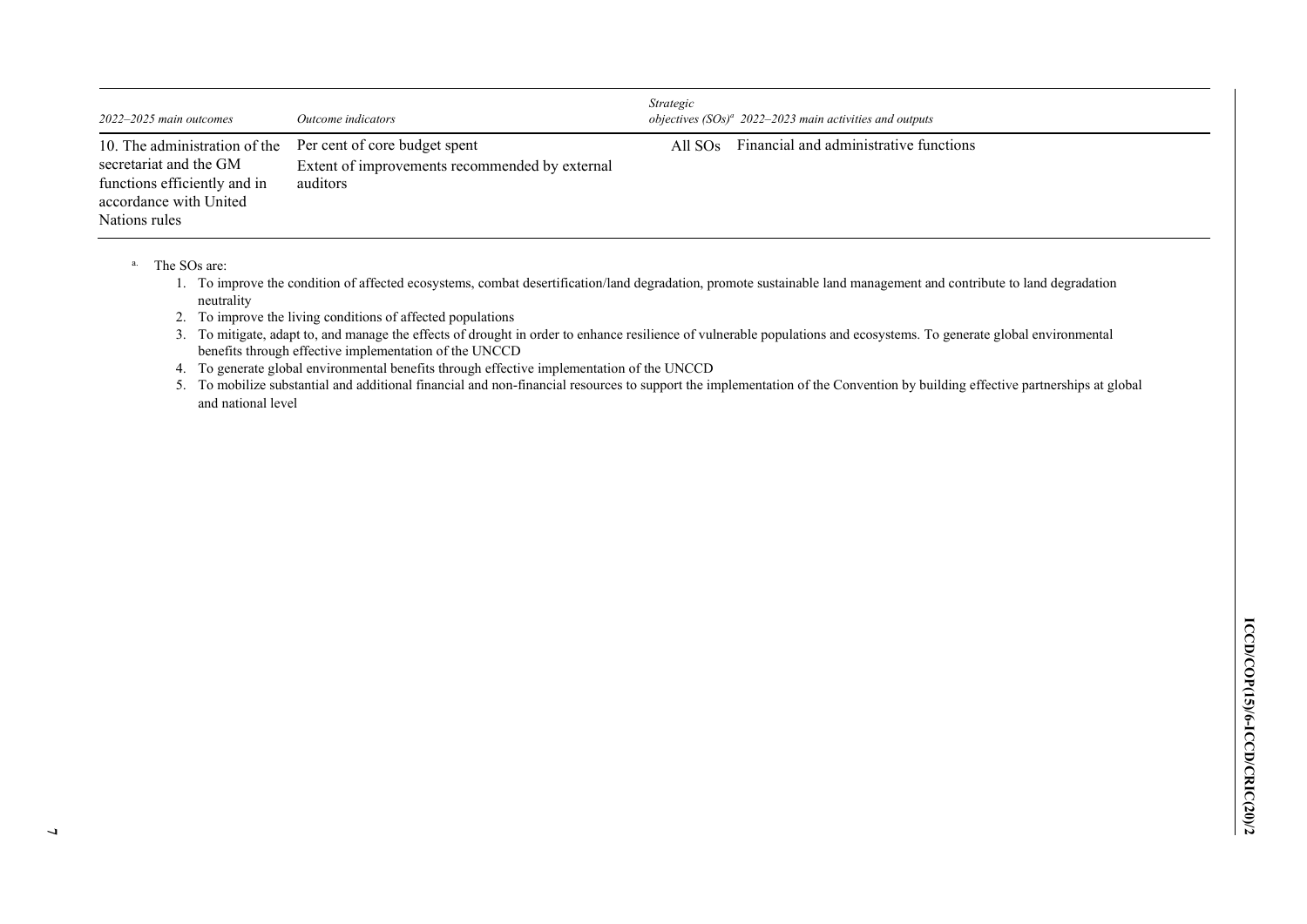| *2022–2025 main outcomes* | *Outcome indicators* | *Strategic objectives (SOs)[a]* | *2022–2023 main activities and outputs* |
| --- | --- | --- | --- |
| 10. The administration of the secretariat and the GM functions efficiently and in accordance with United Nations rules | Per cent of core budget spent<br>Extent of improvements recommended by external auditors | All SOs | Financial and administrative functions |

[a] The SOs are:

1. To improve the condition of affected ecosystems, combat desertification/land degradation, promote sustainable land management and contribute to land degradation neutrality
2. To improve the living conditions of affected populations
3. To mitigate, adapt to, and manage the effects of drought in order to enhance resilience of vulnerable populations and ecosystems. To generate global environmental benefits through effective implementation of the UNCCD
4. To generate global environmental benefits through effective implementation of the UNCCD
5. To mobilize substantial and additional financial and non-financial resources to support the implementation of the Convention by building effective partnerships at global and national level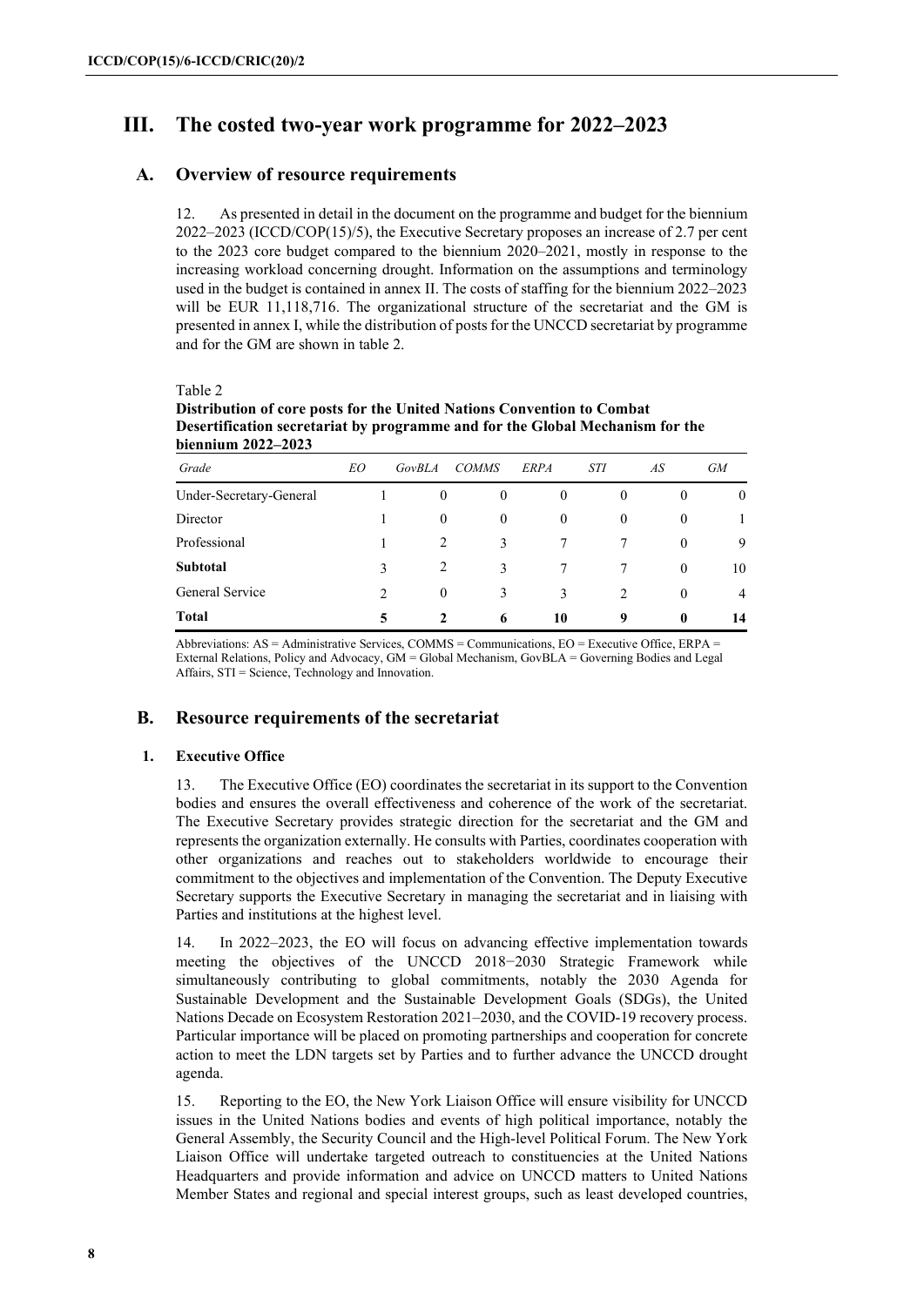# III. The costed two-year work programme for 2022–2023

## A. Overview of resource requirements

12. As presented in detail in the document on the programme and budget for the biennium 2022–2023 (ICCD/COP(15)/5), the Executive Secretary proposes an increase of 2.7 per cent to the 2023 core budget compared to the biennium 2020–2021, mostly in response to the increasing workload concerning drought. Information on the assumptions and terminology used in the budget is contained in annex II. The costs of staffing for the biennium 2022–2023 will be EUR 11,118,716. The organizational structure of the secretariat and the GM is presented in annex I, while the distribution of posts for the UNCCD secretariat by programme and for the GM are shown in table 2.

Table 2
**Distribution of core posts for the United Nations Convention to Combat Desertification secretariat by programme and for the Global Mechanism for the biennium 2022–2023**

| *Grade* | *EO* | *GovBLA* | *COMMS* | *ERPA* | *STI* | *AS* | *GM* |
|---|---|---|---|---|---|---|---|
| Under-Secretary-General | 1 | 0 | 0 | 0 | 0 | 0 | 0 |
| Director | 1 | 0 | 0 | 0 | 0 | 0 | 1 |
| Professional | 1 | 2 | 3 | 7 | 7 | 0 | 9 |
| **Subtotal** | 3 | 2 | 3 | 7 | 7 | 0 | 10 |
| General Service | 2 | 0 | 3 | 3 | 2 | 0 | 4 |
| **Total** | **5** | **2** | **6** | **10** | **9** | **0** | **14** |

Abbreviations: AS = Administrative Services, COMMS = Communications, EO = Executive Office, ERPA = External Relations, Policy and Advocacy, GM = Global Mechanism, GovBLA = Governing Bodies and Legal Affairs, STI = Science, Technology and Innovation.

## B. Resource requirements of the secretariat

### 1. Executive Office

13. The Executive Office (EO) coordinates the secretariat in its support to the Convention bodies and ensures the overall effectiveness and coherence of the work of the secretariat. The Executive Secretary provides strategic direction for the secretariat and the GM and represents the organization externally. He consults with Parties, coordinates cooperation with other organizations and reaches out to stakeholders worldwide to encourage their commitment to the objectives and implementation of the Convention. The Deputy Executive Secretary supports the Executive Secretary in managing the secretariat and in liaising with Parties and institutions at the highest level.

14. In 2022–2023, the EO will focus on advancing effective implementation towards meeting the objectives of the UNCCD 2018−2030 Strategic Framework while simultaneously contributing to global commitments, notably the 2030 Agenda for Sustainable Development and the Sustainable Development Goals (SDGs), the United Nations Decade on Ecosystem Restoration 2021–2030, and the COVID-19 recovery process. Particular importance will be placed on promoting partnerships and cooperation for concrete action to meet the LDN targets set by Parties and to further advance the UNCCD drought agenda.

15. Reporting to the EO, the New York Liaison Office will ensure visibility for UNCCD issues in the United Nations bodies and events of high political importance, notably the General Assembly, the Security Council and the High-level Political Forum. The New York Liaison Office will undertake targeted outreach to constituencies at the United Nations Headquarters and provide information and advice on UNCCD matters to United Nations Member States and regional and special interest groups, such as least developed countries,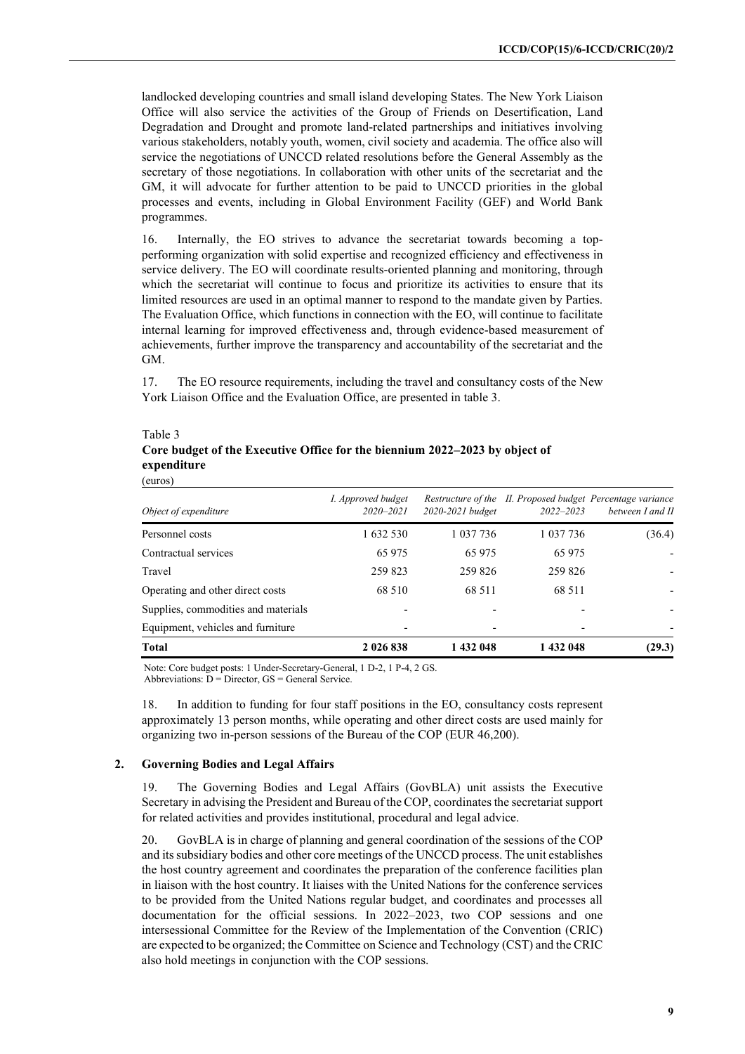landlocked developing countries and small island developing States. The New York Liaison Office will also service the activities of the Group of Friends on Desertification, Land Degradation and Drought and promote land-related partnerships and initiatives involving various stakeholders, notably youth, women, civil society and academia. The office also will service the negotiations of UNCCD related resolutions before the General Assembly as the secretary of those negotiations. In collaboration with other units of the secretariat and the GM, it will advocate for further attention to be paid to UNCCD priorities in the global processes and events, including in Global Environment Facility (GEF) and World Bank programmes.

16. Internally, the EO strives to advance the secretariat towards becoming a top-performing organization with solid expertise and recognized efficiency and effectiveness in service delivery. The EO will coordinate results-oriented planning and monitoring, through which the secretariat will continue to focus and prioritize its activities to ensure that its limited resources are used in an optimal manner to respond to the mandate given by Parties. The Evaluation Office, which functions in connection with the EO, will continue to facilitate internal learning for improved effectiveness and, through evidence-based measurement of achievements, further improve the transparency and accountability of the secretariat and the GM.

17. The EO resource requirements, including the travel and consultancy costs of the New York Liaison Office and the Evaluation Office, are presented in table 3.

Table 3
**Core budget of the Executive Office for the biennium 2022–2023 by object of expenditure**
(euros)

| *Object of expenditure* | *I. Approved budget 2020–2021* | *Restructure of the 2020-2021 budget* | *II. Proposed budget 2022–2023* | *Percentage variance between I and II* |
|---|---|---|---|---|
| Personnel costs | 1 632 530 | 1 037 736 | 1 037 736 | (36.4) |
| Contractual services | 65 975 | 65 975 | 65 975 | - |
| Travel | 259 823 | 259 826 | 259 826 | - |
| Operating and other direct costs | 68 510 | 68 511 | 68 511 | - |
| Supplies, commodities and materials | - | - | - | - |
| Equipment, vehicles and furniture | - | - | - | - |
| **Total** | **2 026 838** | **1 432 048** | **1 432 048** | **(29.3)** |

Note: Core budget posts: 1 Under-Secretary-General, 1 D-2, 1 P-4, 2 GS.
Abbreviations: D = Director, GS = General Service.

18. In addition to funding for four staff positions in the EO, consultancy costs represent approximately 13 person months, while operating and other direct costs are used mainly for organizing two in-person sessions of the Bureau of the COP (EUR 46,200).

### 2. Governing Bodies and Legal Affairs

19. The Governing Bodies and Legal Affairs (GovBLA) unit assists the Executive Secretary in advising the President and Bureau of the COP, coordinates the secretariat support for related activities and provides institutional, procedural and legal advice.

20. GovBLA is in charge of planning and general coordination of the sessions of the COP and its subsidiary bodies and other core meetings of the UNCCD process. The unit establishes the host country agreement and coordinates the preparation of the conference facilities plan in liaison with the host country. It liaises with the United Nations for the conference services to be provided from the United Nations regular budget, and coordinates and processes all documentation for the official sessions. In 2022–2023, two COP sessions and one intersessional Committee for the Review of the Implementation of the Convention (CRIC) are expected to be organized; the Committee on Science and Technology (CST) and the CRIC also hold meetings in conjunction with the COP sessions.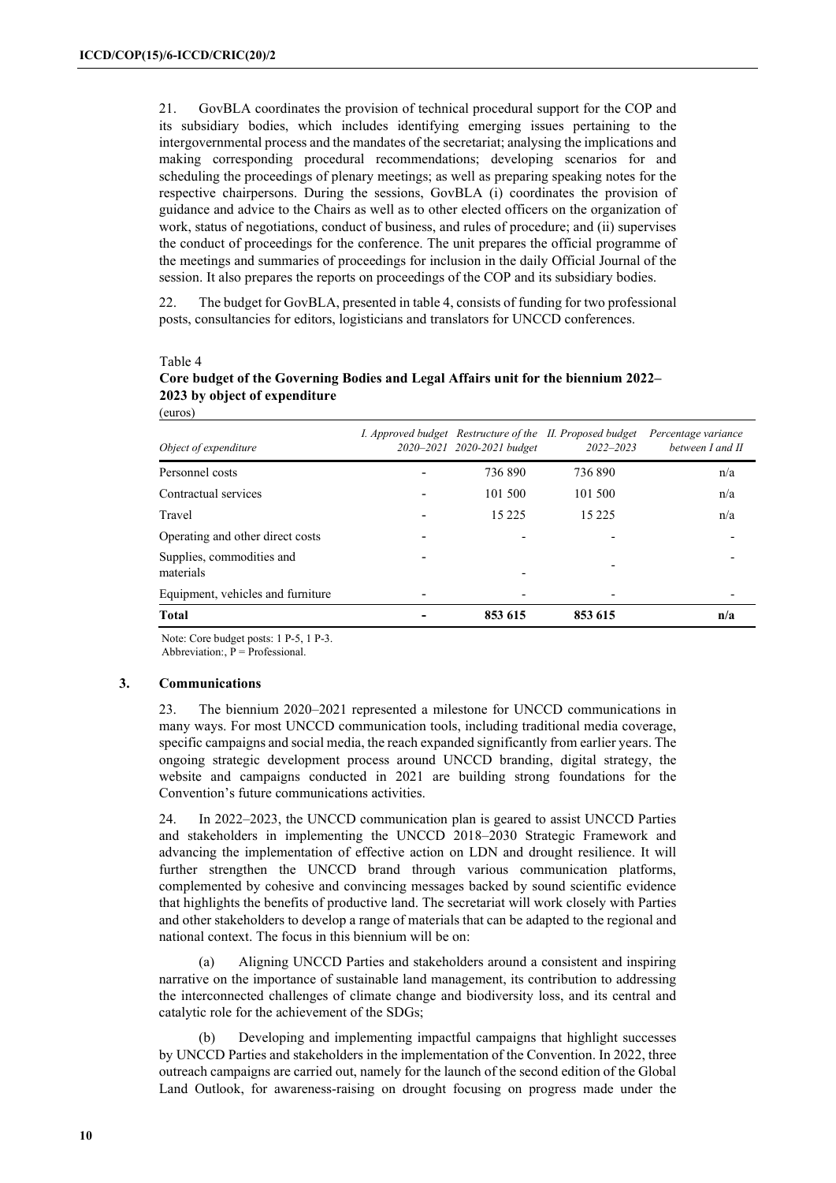21. GovBLA coordinates the provision of technical procedural support for the COP and its subsidiary bodies, which includes identifying emerging issues pertaining to the intergovernmental process and the mandates of the secretariat; analysing the implications and making corresponding procedural recommendations; developing scenarios for and scheduling the proceedings of plenary meetings; as well as preparing speaking notes for the respective chairpersons. During the sessions, GovBLA (i) coordinates the provision of guidance and advice to the Chairs as well as to other elected officers on the organization of work, status of negotiations, conduct of business, and rules of procedure; and (ii) supervises the conduct of proceedings for the conference. The unit prepares the official programme of the meetings and summaries of proceedings for inclusion in the daily Official Journal of the session. It also prepares the reports on proceedings of the COP and its subsidiary bodies.

22. The budget for GovBLA, presented in table 4, consists of funding for two professional posts, consultancies for editors, logisticians and translators for UNCCD conferences.

Table 4
**Core budget of the Governing Bodies and Legal Affairs unit for the biennium 2022–2023 by object of expenditure**
(euros)

| *Object of expenditure* | *I. Approved budget 2020–2021* | *Restructure of the 2020-2021 budget* | *II. Proposed budget 2022–2023* | *Percentage variance between I and II* |
|---|---|---|---|---|
| Personnel costs | - | 736 890 | 736 890 | n/a |
| Contractual services | - | 101 500 | 101 500 | n/a |
| Travel | - | 15 225 | 15 225 | n/a |
| Operating and other direct costs | - | - | - | - |
| Supplies, commodities and materials | - | - | - | - |
| Equipment, vehicles and furniture | - | - | - | - |
| **Total** | **-** | **853 615** | **853 615** | **n/a** |

Note: Core budget posts: 1 P-5, 1 P-3.
Abbreviation:, P = Professional.

### 3. Communications

23. The biennium 2020–2021 represented a milestone for UNCCD communications in many ways. For most UNCCD communication tools, including traditional media coverage, specific campaigns and social media, the reach expanded significantly from earlier years. The ongoing strategic development process around UNCCD branding, digital strategy, the website and campaigns conducted in 2021 are building strong foundations for the Convention's future communications activities.

24. In 2022–2023, the UNCCD communication plan is geared to assist UNCCD Parties and stakeholders in implementing the UNCCD 2018–2030 Strategic Framework and advancing the implementation of effective action on LDN and drought resilience. It will further strengthen the UNCCD brand through various communication platforms, complemented by cohesive and convincing messages backed by sound scientific evidence that highlights the benefits of productive land. The secretariat will work closely with Parties and other stakeholders to develop a range of materials that can be adapted to the regional and national context. The focus in this biennium will be on:

(a) Aligning UNCCD Parties and stakeholders around a consistent and inspiring narrative on the importance of sustainable land management, its contribution to addressing the interconnected challenges of climate change and biodiversity loss, and its central and catalytic role for the achievement of the SDGs;

(b) Developing and implementing impactful campaigns that highlight successes by UNCCD Parties and stakeholders in the implementation of the Convention. In 2022, three outreach campaigns are carried out, namely for the launch of the second edition of the Global Land Outlook, for awareness-raising on drought focusing on progress made under the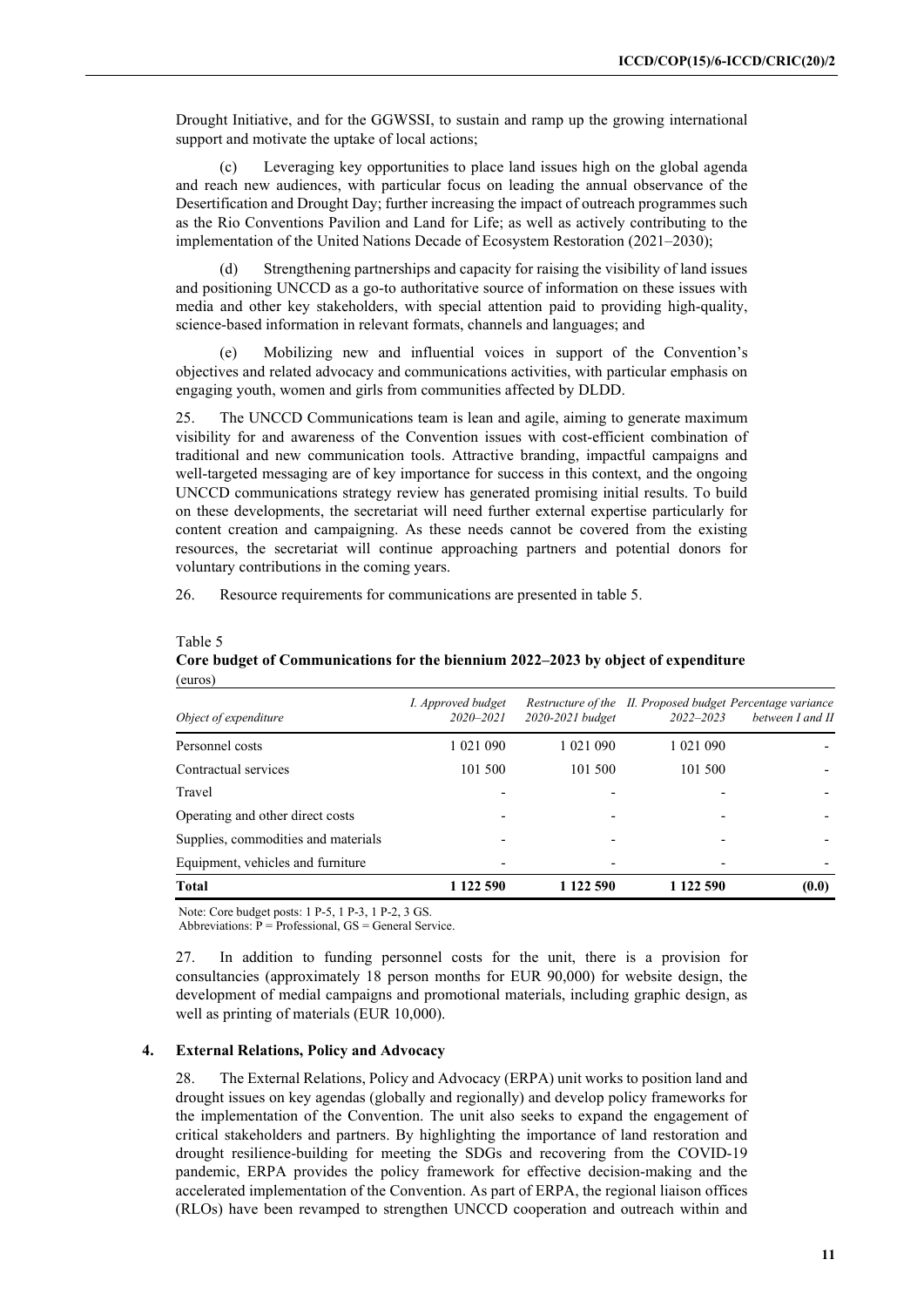Drought Initiative, and for the GGWSSI, to sustain and ramp up the growing international support and motivate the uptake of local actions;

(c) Leveraging key opportunities to place land issues high on the global agenda and reach new audiences, with particular focus on leading the annual observance of the Desertification and Drought Day; further increasing the impact of outreach programmes such as the Rio Conventions Pavilion and Land for Life; as well as actively contributing to the implementation of the United Nations Decade of Ecosystem Restoration (2021–2030);

(d) Strengthening partnerships and capacity for raising the visibility of land issues and positioning UNCCD as a go-to authoritative source of information on these issues with media and other key stakeholders, with special attention paid to providing high-quality, science-based information in relevant formats, channels and languages; and

(e) Mobilizing new and influential voices in support of the Convention's objectives and related advocacy and communications activities, with particular emphasis on engaging youth, women and girls from communities affected by DLDD.

25. The UNCCD Communications team is lean and agile, aiming to generate maximum visibility for and awareness of the Convention issues with cost-efficient combination of traditional and new communication tools. Attractive branding, impactful campaigns and well-targeted messaging are of key importance for success in this context, and the ongoing UNCCD communications strategy review has generated promising initial results. To build on these developments, the secretariat will need further external expertise particularly for content creation and campaigning. As these needs cannot be covered from the existing resources, the secretariat will continue approaching partners and potential donors for voluntary contributions in the coming years.

26. Resource requirements for communications are presented in table 5.

Table 5

**Core budget of Communications for the biennium 2022–2023 by object of expenditure**
(euros)

| *Object of expenditure* | *I. Approved budget 2020–2021* | *Restructure of the 2020-2021 budget* | *II. Proposed budget 2022–2023* | *Percentage variance between I and II* |
|---|---|---|---|---|
| Personnel costs | 1 021 090 | 1 021 090 | 1 021 090 | - |
| Contractual services | 101 500 | 101 500 | 101 500 | - |
| Travel | - | - | - | - |
| Operating and other direct costs | - | - | - | - |
| Supplies, commodities and materials | - | - | - | - |
| Equipment, vehicles and furniture | - | - | - | - |
| **Total** | **1 122 590** | **1 122 590** | **1 122 590** | **(0.0)** |

Note: Core budget posts: 1 P-5, 1 P-3, 1 P-2, 3 GS.
Abbreviations: P = Professional, GS = General Service.

27. In addition to funding personnel costs for the unit, there is a provision for consultancies (approximately 18 person months for EUR 90,000) for website design, the development of medial campaigns and promotional materials, including graphic design, as well as printing of materials (EUR 10,000).

### 4. External Relations, Policy and Advocacy

28. The External Relations, Policy and Advocacy (ERPA) unit works to position land and drought issues on key agendas (globally and regionally) and develop policy frameworks for the implementation of the Convention. The unit also seeks to expand the engagement of critical stakeholders and partners. By highlighting the importance of land restoration and drought resilience-building for meeting the SDGs and recovering from the COVID-19 pandemic, ERPA provides the policy framework for effective decision-making and the accelerated implementation of the Convention. As part of ERPA, the regional liaison offices (RLOs) have been revamped to strengthen UNCCD cooperation and outreach within and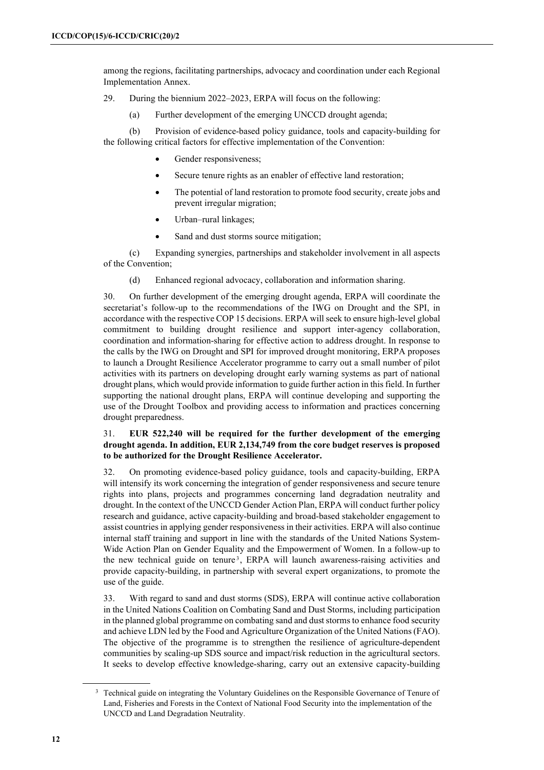among the regions, facilitating partnerships, advocacy and coordination under each Regional Implementation Annex.

29. During the biennium 2022–2023, ERPA will focus on the following:

(a) Further development of the emerging UNCCD drought agenda;

(b) Provision of evidence-based policy guidance, tools and capacity-building for the following critical factors for effective implementation of the Convention:

- Gender responsiveness;
- Secure tenure rights as an enabler of effective land restoration;
- The potential of land restoration to promote food security, create jobs and prevent irregular migration;
- Urban–rural linkages;
- Sand and dust storms source mitigation;

(c) Expanding synergies, partnerships and stakeholder involvement in all aspects of the Convention;

(d) Enhanced regional advocacy, collaboration and information sharing.

30. On further development of the emerging drought agenda, ERPA will coordinate the secretariat's follow-up to the recommendations of the IWG on Drought and the SPI, in accordance with the respective COP 15 decisions. ERPA will seek to ensure high-level global commitment to building drought resilience and support inter-agency collaboration, coordination and information-sharing for effective action to address drought. In response to the calls by the IWG on Drought and SPI for improved drought monitoring, ERPA proposes to launch a Drought Resilience Accelerator programme to carry out a small number of pilot activities with its partners on developing drought early warning systems as part of national drought plans, which would provide information to guide further action in this field. In further supporting the national drought plans, ERPA will continue developing and supporting the use of the Drought Toolbox and providing access to information and practices concerning drought preparedness.

31. **EUR 522,240 will be required for the further development of the emerging drought agenda. In addition, EUR 2,134,749 from the core budget reserves is proposed to be authorized for the Drought Resilience Accelerator.**

32. On promoting evidence-based policy guidance, tools and capacity-building, ERPA will intensify its work concerning the integration of gender responsiveness and secure tenure rights into plans, projects and programmes concerning land degradation neutrality and drought. In the context of the UNCCD Gender Action Plan, ERPA will conduct further policy research and guidance, active capacity-building and broad-based stakeholder engagement to assist countries in applying gender responsiveness in their activities. ERPA will also continue internal staff training and support in line with the standards of the United Nations System-Wide Action Plan on Gender Equality and the Empowerment of Women. In a follow-up to the new technical guide on tenure[3], ERPA will launch awareness-raising activities and provide capacity-building, in partnership with several expert organizations, to promote the use of the guide.

33. With regard to sand and dust storms (SDS), ERPA will continue active collaboration in the United Nations Coalition on Combating Sand and Dust Storms, including participation in the planned global programme on combating sand and dust storms to enhance food security and achieve LDN led by the Food and Agriculture Organization of the United Nations (FAO). The objective of the programme is to strengthen the resilience of agriculture-dependent communities by scaling-up SDS source and impact/risk reduction in the agricultural sectors. It seeks to develop effective knowledge-sharing, carry out an extensive capacity-building

[3] Technical guide on integrating the Voluntary Guidelines on the Responsible Governance of Tenure of Land, Fisheries and Forests in the Context of National Food Security into the implementation of the UNCCD and Land Degradation Neutrality.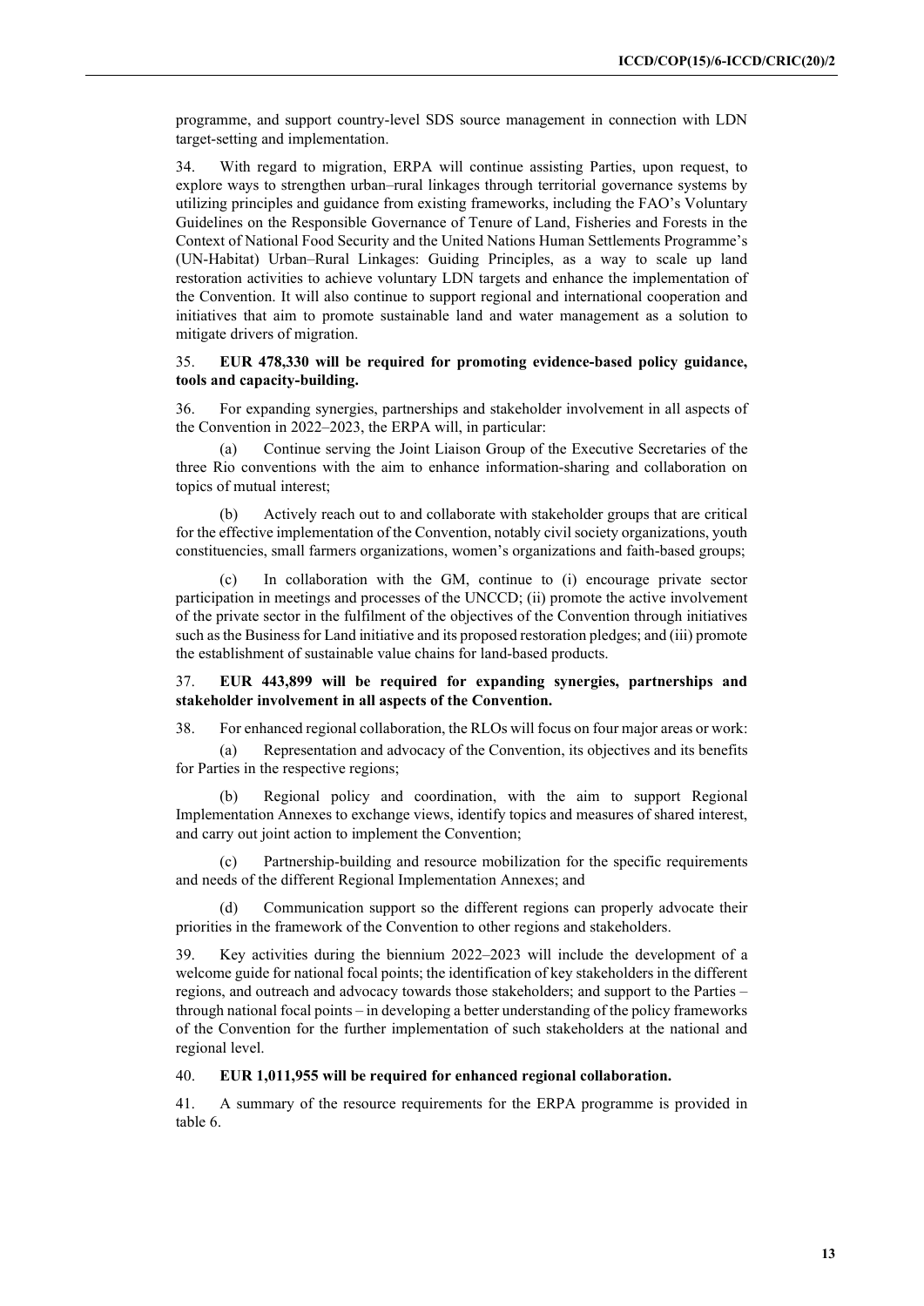programme, and support country-level SDS source management in connection with LDN target-setting and implementation.

34. With regard to migration, ERPA will continue assisting Parties, upon request, to explore ways to strengthen urban–rural linkages through territorial governance systems by utilizing principles and guidance from existing frameworks, including the FAO's Voluntary Guidelines on the Responsible Governance of Tenure of Land, Fisheries and Forests in the Context of National Food Security and the United Nations Human Settlements Programme's (UN-Habitat) Urban–Rural Linkages: Guiding Principles, as a way to scale up land restoration activities to achieve voluntary LDN targets and enhance the implementation of the Convention. It will also continue to support regional and international cooperation and initiatives that aim to promote sustainable land and water management as a solution to mitigate drivers of migration.

35. **EUR 478,330 will be required for promoting evidence-based policy guidance, tools and capacity-building.**

36. For expanding synergies, partnerships and stakeholder involvement in all aspects of the Convention in 2022–2023, the ERPA will, in particular:

(a) Continue serving the Joint Liaison Group of the Executive Secretaries of the three Rio conventions with the aim to enhance information-sharing and collaboration on topics of mutual interest;

(b) Actively reach out to and collaborate with stakeholder groups that are critical for the effective implementation of the Convention, notably civil society organizations, youth constituencies, small farmers organizations, women's organizations and faith-based groups;

(c) In collaboration with the GM, continue to (i) encourage private sector participation in meetings and processes of the UNCCD; (ii) promote the active involvement of the private sector in the fulfilment of the objectives of the Convention through initiatives such as the Business for Land initiative and its proposed restoration pledges; and (iii) promote the establishment of sustainable value chains for land-based products.

37. **EUR 443,899 will be required for expanding synergies, partnerships and stakeholder involvement in all aspects of the Convention.**

38. For enhanced regional collaboration, the RLOs will focus on four major areas or work:

(a) Representation and advocacy of the Convention, its objectives and its benefits for Parties in the respective regions;

(b) Regional policy and coordination, with the aim to support Regional Implementation Annexes to exchange views, identify topics and measures of shared interest, and carry out joint action to implement the Convention;

(c) Partnership-building and resource mobilization for the specific requirements and needs of the different Regional Implementation Annexes; and

(d) Communication support so the different regions can properly advocate their priorities in the framework of the Convention to other regions and stakeholders.

39. Key activities during the biennium 2022–2023 will include the development of a welcome guide for national focal points; the identification of key stakeholders in the different regions, and outreach and advocacy towards those stakeholders; and support to the Parties – through national focal points – in developing a better understanding of the policy frameworks of the Convention for the further implementation of such stakeholders at the national and regional level.

40. **EUR 1,011,955 will be required for enhanced regional collaboration.**

41. A summary of the resource requirements for the ERPA programme is provided in table 6.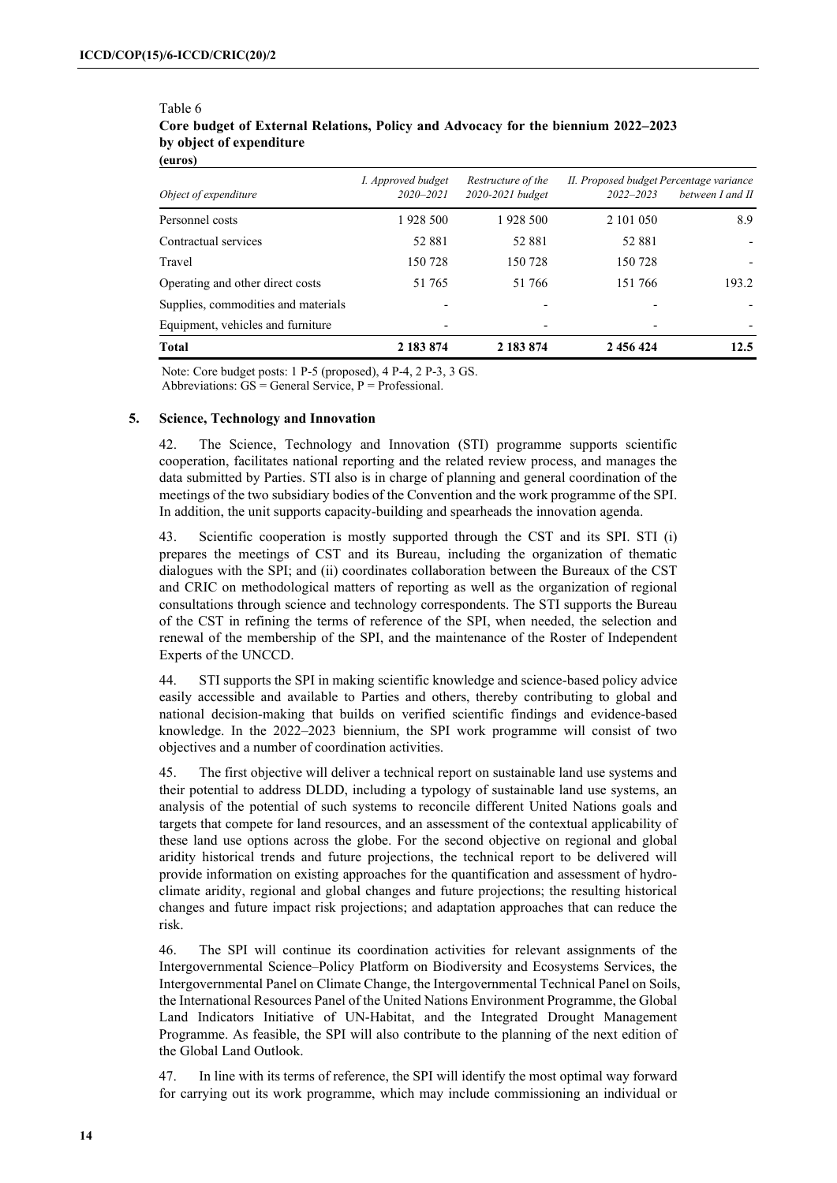Table 6

**Core budget of External Relations, Policy and Advocacy for the biennium 2022–2023 by object of expenditure**

**(euros)**

| Object of expenditure | *I. Approved budget 2020–2021* | *Restructure of the 2020-2021 budget* | *II. Proposed budget 2022–2023* | *Percentage variance between I and II* |
|---|---|---|---|---|
| Personnel costs | 1 928 500 | 1 928 500 | 2 101 050 | 8.9 |
| Contractual services | 52 881 | 52 881 | 52 881 | - |
| Travel | 150 728 | 150 728 | 150 728 | - |
| Operating and other direct costs | 51 765 | 51 766 | 151 766 | 193.2 |
| Supplies, commodities and materials | - | - | - | - |
| Equipment, vehicles and furniture | - | - | - | - |
| **Total** | **2 183 874** | **2 183 874** | **2 456 424** | **12.5** |

Note: Core budget posts: 1 P-5 (proposed), 4 P-4, 2 P-3, 3 GS.
Abbreviations: GS = General Service, P = Professional.

## 5. Science, Technology and Innovation

42. The Science, Technology and Innovation (STI) programme supports scientific cooperation, facilitates national reporting and the related review process, and manages the data submitted by Parties. STI also is in charge of planning and general coordination of the meetings of the two subsidiary bodies of the Convention and the work programme of the SPI. In addition, the unit supports capacity-building and spearheads the innovation agenda.

43. Scientific cooperation is mostly supported through the CST and its SPI. STI (i) prepares the meetings of CST and its Bureau, including the organization of thematic dialogues with the SPI; and (ii) coordinates collaboration between the Bureaux of the CST and CRIC on methodological matters of reporting as well as the organization of regional consultations through science and technology correspondents. The STI supports the Bureau of the CST in refining the terms of reference of the SPI, when needed, the selection and renewal of the membership of the SPI, and the maintenance of the Roster of Independent Experts of the UNCCD.

44. STI supports the SPI in making scientific knowledge and science-based policy advice easily accessible and available to Parties and others, thereby contributing to global and national decision-making that builds on verified scientific findings and evidence-based knowledge. In the 2022–2023 biennium, the SPI work programme will consist of two objectives and a number of coordination activities.

45. The first objective will deliver a technical report on sustainable land use systems and their potential to address DLDD, including a typology of sustainable land use systems, an analysis of the potential of such systems to reconcile different United Nations goals and targets that compete for land resources, and an assessment of the contextual applicability of these land use options across the globe. For the second objective on regional and global aridity historical trends and future projections, the technical report to be delivered will provide information on existing approaches for the quantification and assessment of hydro-climate aridity, regional and global changes and future projections; the resulting historical changes and future impact risk projections; and adaptation approaches that can reduce the risk.

46. The SPI will continue its coordination activities for relevant assignments of the Intergovernmental Science–Policy Platform on Biodiversity and Ecosystems Services, the Intergovernmental Panel on Climate Change, the Intergovernmental Technical Panel on Soils, the International Resources Panel of the United Nations Environment Programme, the Global Land Indicators Initiative of UN-Habitat, and the Integrated Drought Management Programme. As feasible, the SPI will also contribute to the planning of the next edition of the Global Land Outlook.

47. In line with its terms of reference, the SPI will identify the most optimal way forward for carrying out its work programme, which may include commissioning an individual or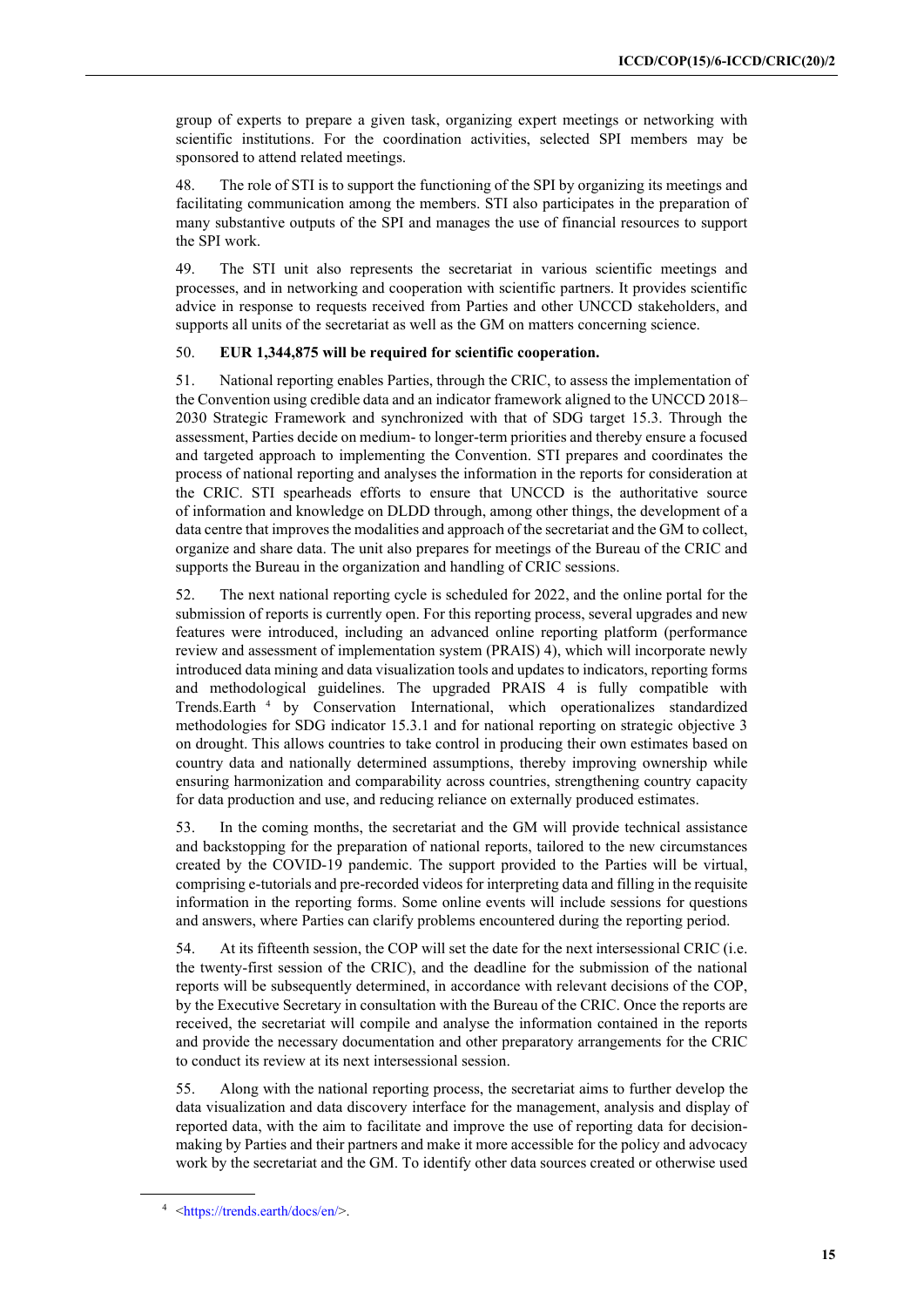group of experts to prepare a given task, organizing expert meetings or networking with scientific institutions. For the coordination activities, selected SPI members may be sponsored to attend related meetings.

48. The role of STI is to support the functioning of the SPI by organizing its meetings and facilitating communication among the members. STI also participates in the preparation of many substantive outputs of the SPI and manages the use of financial resources to support the SPI work.

49. The STI unit also represents the secretariat in various scientific meetings and processes, and in networking and cooperation with scientific partners. It provides scientific advice in response to requests received from Parties and other UNCCD stakeholders, and supports all units of the secretariat as well as the GM on matters concerning science.

50. **EUR 1,344,875 will be required for scientific cooperation.**

51. National reporting enables Parties, through the CRIC, to assess the implementation of the Convention using credible data and an indicator framework aligned to the UNCCD 2018–2030 Strategic Framework and synchronized with that of SDG target 15.3. Through the assessment, Parties decide on medium- to longer-term priorities and thereby ensure a focused and targeted approach to implementing the Convention. STI prepares and coordinates the process of national reporting and analyses the information in the reports for consideration at the CRIC. STI spearheads efforts to ensure that UNCCD is the authoritative source of information and knowledge on DLDD through, among other things, the development of a data centre that improves the modalities and approach of the secretariat and the GM to collect, organize and share data. The unit also prepares for meetings of the Bureau of the CRIC and supports the Bureau in the organization and handling of CRIC sessions.

52. The next national reporting cycle is scheduled for 2022, and the online portal for the submission of reports is currently open. For this reporting process, several upgrades and new features were introduced, including an advanced online reporting platform (performance review and assessment of implementation system (PRAIS) 4), which will incorporate newly introduced data mining and data visualization tools and updates to indicators, reporting forms and methodological guidelines. The upgraded PRAIS 4 is fully compatible with Trends.Earth [4] by Conservation International, which operationalizes standardized methodologies for SDG indicator 15.3.1 and for national reporting on strategic objective 3 on drought. This allows countries to take control in producing their own estimates based on country data and nationally determined assumptions, thereby improving ownership while ensuring harmonization and comparability across countries, strengthening country capacity for data production and use, and reducing reliance on externally produced estimates.

53. In the coming months, the secretariat and the GM will provide technical assistance and backstopping for the preparation of national reports, tailored to the new circumstances created by the COVID-19 pandemic. The support provided to the Parties will be virtual, comprising e-tutorials and pre-recorded videos for interpreting data and filling in the requisite information in the reporting forms. Some online events will include sessions for questions and answers, where Parties can clarify problems encountered during the reporting period.

54. At its fifteenth session, the COP will set the date for the next intersessional CRIC (i.e. the twenty-first session of the CRIC), and the deadline for the submission of the national reports will be subsequently determined, in accordance with relevant decisions of the COP, by the Executive Secretary in consultation with the Bureau of the CRIC. Once the reports are received, the secretariat will compile and analyse the information contained in the reports and provide the necessary documentation and other preparatory arrangements for the CRIC to conduct its review at its next intersessional session.

55. Along with the national reporting process, the secretariat aims to further develop the data visualization and data discovery interface for the management, analysis and display of reported data, with the aim to facilitate and improve the use of reporting data for decision-making by Parties and their partners and make it more accessible for the policy and advocacy work by the secretariat and the GM. To identify other data sources created or otherwise used

---

[4] <https://trends.earth/docs/en/>.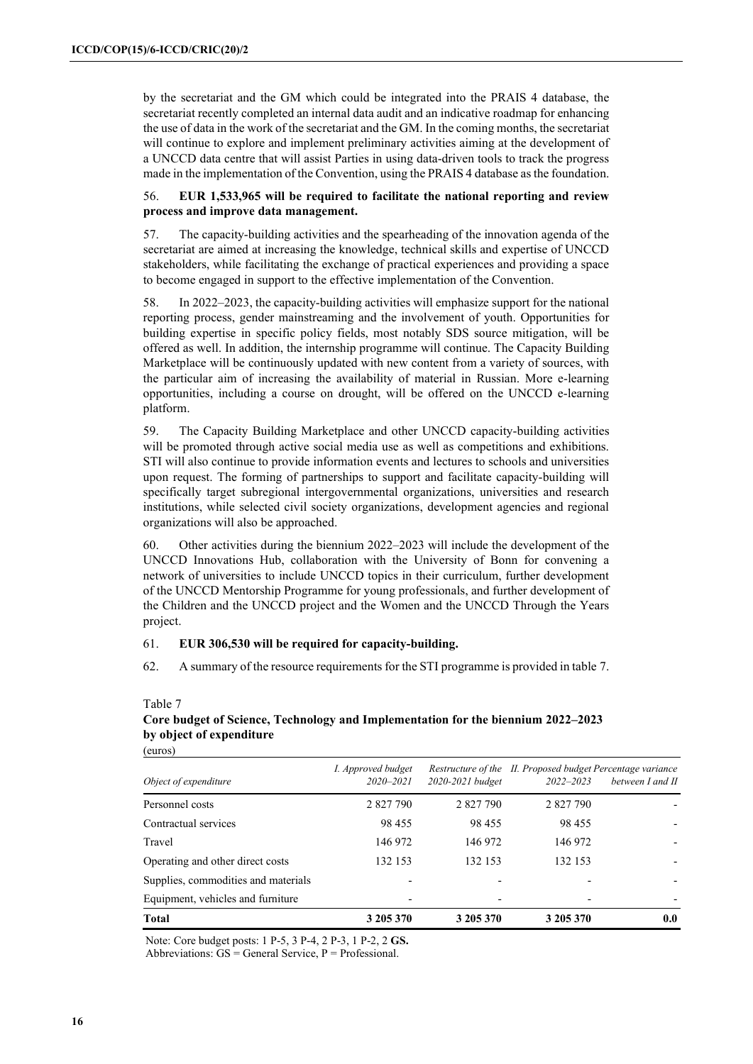by the secretariat and the GM which could be integrated into the PRAIS 4 database, the secretariat recently completed an internal data audit and an indicative roadmap for enhancing the use of data in the work of the secretariat and the GM. In the coming months, the secretariat will continue to explore and implement preliminary activities aiming at the development of a UNCCD data centre that will assist Parties in using data-driven tools to track the progress made in the implementation of the Convention, using the PRAIS 4 database as the foundation.

56. **EUR 1,533,965 will be required to facilitate the national reporting and review process and improve data management.**

57. The capacity-building activities and the spearheading of the innovation agenda of the secretariat are aimed at increasing the knowledge, technical skills and expertise of UNCCD stakeholders, while facilitating the exchange of practical experiences and providing a space to become engaged in support to the effective implementation of the Convention.

58. In 2022–2023, the capacity-building activities will emphasize support for the national reporting process, gender mainstreaming and the involvement of youth. Opportunities for building expertise in specific policy fields, most notably SDS source mitigation, will be offered as well. In addition, the internship programme will continue. The Capacity Building Marketplace will be continuously updated with new content from a variety of sources, with the particular aim of increasing the availability of material in Russian. More e-learning opportunities, including a course on drought, will be offered on the UNCCD e-learning platform.

59. The Capacity Building Marketplace and other UNCCD capacity-building activities will be promoted through active social media use as well as competitions and exhibitions. STI will also continue to provide information events and lectures to schools and universities upon request. The forming of partnerships to support and facilitate capacity-building will specifically target subregional intergovernmental organizations, universities and research institutions, while selected civil society organizations, development agencies and regional organizations will also be approached.

60. Other activities during the biennium 2022–2023 will include the development of the UNCCD Innovations Hub, collaboration with the University of Bonn for convening a network of universities to include UNCCD topics in their curriculum, further development of the UNCCD Mentorship Programme for young professionals, and further development of the Children and the UNCCD project and the Women and the UNCCD Through the Years project.

61. **EUR 306,530 will be required for capacity-building.**

62. A summary of the resource requirements for the STI programme is provided in table 7.

Table 7
**Core budget of Science, Technology and Implementation for the biennium 2022–2023 by object of expenditure**
(euros)

| *Object of expenditure* | *I. Approved budget 2020–2021* | *Restructure of the 2020-2021 budget* | *II. Proposed budget 2022–2023* | *Percentage variance between I and II* |
|---|---|---|---|---|
| Personnel costs | 2 827 790 | 2 827 790 | 2 827 790 | - |
| Contractual services | 98 455 | 98 455 | 98 455 | - |
| Travel | 146 972 | 146 972 | 146 972 | - |
| Operating and other direct costs | 132 153 | 132 153 | 132 153 | - |
| Supplies, commodities and materials | - | - | - | - |
| Equipment, vehicles and furniture | - | - | - | - |
| **Total** | **3 205 370** | **3 205 370** | **3 205 370** | **0.0** |

Note: Core budget posts: 1 P-5, 3 P-4, 2 P-3, 1 P-2, 2 **GS.**
Abbreviations: GS = General Service, P = Professional.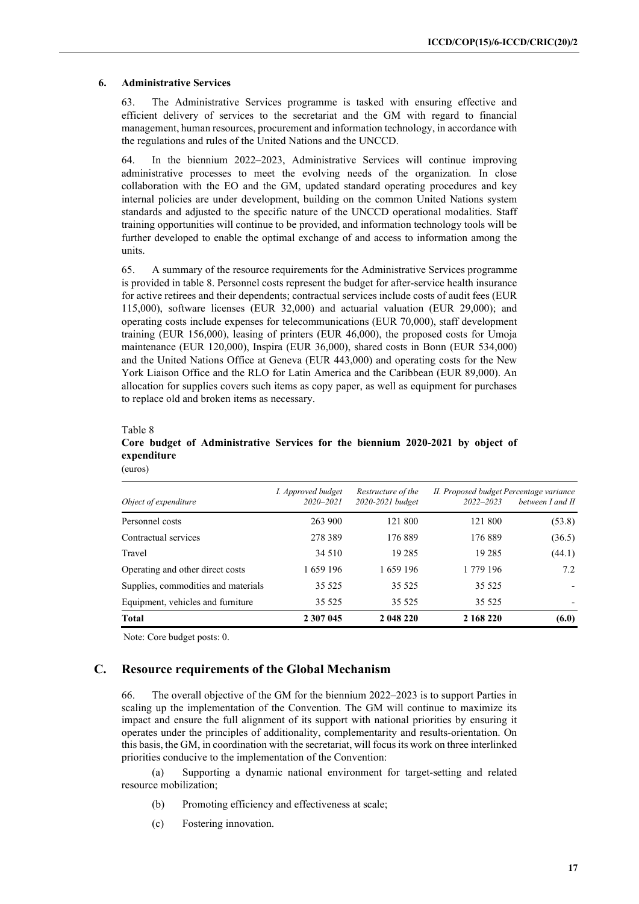### 6. Administrative Services

63. The Administrative Services programme is tasked with ensuring effective and efficient delivery of services to the secretariat and the GM with regard to financial management, human resources, procurement and information technology, in accordance with the regulations and rules of the United Nations and the UNCCD.

64. In the biennium 2022–2023, Administrative Services will continue improving administrative processes to meet the evolving needs of the organization*.* In close collaboration with the EO and the GM, updated standard operating procedures and key internal policies are under development, building on the common United Nations system standards and adjusted to the specific nature of the UNCCD operational modalities. Staff training opportunities will continue to be provided, and information technology tools will be further developed to enable the optimal exchange of and access to information among the units.

65. A summary of the resource requirements for the Administrative Services programme is provided in table 8. Personnel costs represent the budget for after-service health insurance for active retirees and their dependents; contractual services include costs of audit fees (EUR 115,000), software licenses (EUR 32,000) and actuarial valuation (EUR 29,000); and operating costs include expenses for telecommunications (EUR 70,000), staff development training (EUR 156,000), leasing of printers (EUR 46,000), the proposed costs for Umoja maintenance (EUR 120,000), Inspira (EUR 36,000), shared costs in Bonn (EUR 534,000) and the United Nations Office at Geneva (EUR 443,000) and operating costs for the New York Liaison Office and the RLO for Latin America and the Caribbean (EUR 89,000). An allocation for supplies covers such items as copy paper, as well as equipment for purchases to replace old and broken items as necessary.

Table 8
**Core budget of Administrative Services for the biennium 2020-2021 by object of expenditure**
(euros)

| *Object of expenditure* | *I. Approved budget 2020–2021* | *Restructure of the 2020-2021 budget* | *II. Proposed budget 2022–2023* | *Percentage variance between I and II* |
|---|---|---|---|---|
| Personnel costs | 263 900 | 121 800 | 121 800 | (53.8) |
| Contractual services | 278 389 | 176 889 | 176 889 | (36.5) |
| Travel | 34 510 | 19 285 | 19 285 | (44.1) |
| Operating and other direct costs | 1 659 196 | 1 659 196 | 1 779 196 | 7.2 |
| Supplies, commodities and materials | 35 525 | 35 525 | 35 525 | - |
| Equipment, vehicles and furniture | 35 525 | 35 525 | 35 525 | - |
| **Total** | **2 307 045** | **2 048 220** | **2 168 220** | **(6.0)** |

Note: Core budget posts: 0.

## C. Resource requirements of the Global Mechanism

66. The overall objective of the GM for the biennium 2022–2023 is to support Parties in scaling up the implementation of the Convention. The GM will continue to maximize its impact and ensure the full alignment of its support with national priorities by ensuring it operates under the principles of additionality, complementarity and results-orientation. On this basis, the GM, in coordination with the secretariat, will focus its work on three interlinked priorities conducive to the implementation of the Convention:

(a) Supporting a dynamic national environment for target-setting and related resource mobilization;

(b) Promoting efficiency and effectiveness at scale;

(c) Fostering innovation.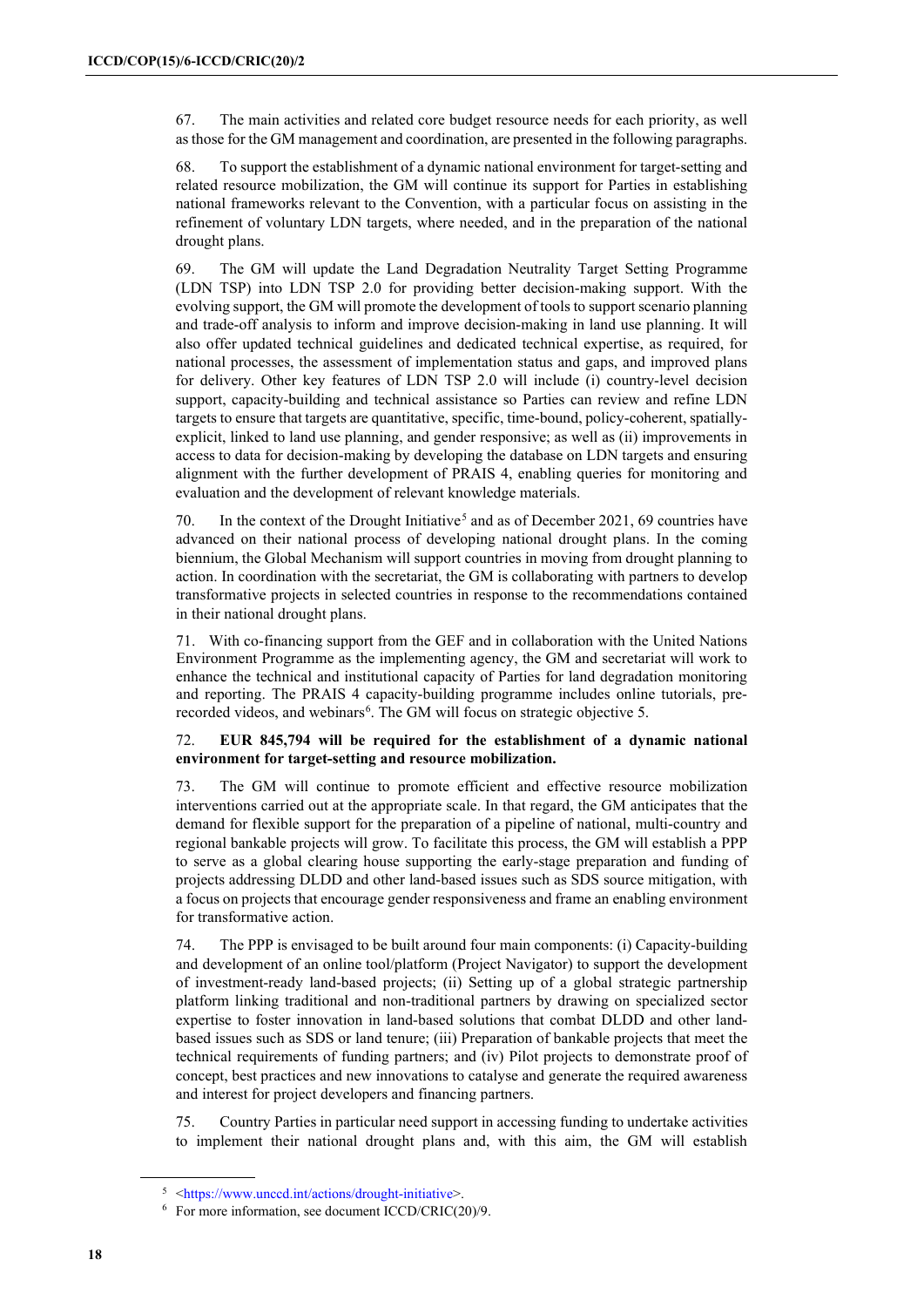67. The main activities and related core budget resource needs for each priority, as well as those for the GM management and coordination, are presented in the following paragraphs.

68. To support the establishment of a dynamic national environment for target-setting and related resource mobilization, the GM will continue its support for Parties in establishing national frameworks relevant to the Convention, with a particular focus on assisting in the refinement of voluntary LDN targets, where needed, and in the preparation of the national drought plans.

69. The GM will update the Land Degradation Neutrality Target Setting Programme (LDN TSP) into LDN TSP 2.0 for providing better decision-making support. With the evolving support, the GM will promote the development of tools to support scenario planning and trade-off analysis to inform and improve decision-making in land use planning. It will also offer updated technical guidelines and dedicated technical expertise, as required, for national processes, the assessment of implementation status and gaps, and improved plans for delivery. Other key features of LDN TSP 2.0 will include (i) country-level decision support, capacity-building and technical assistance so Parties can review and refine LDN targets to ensure that targets are quantitative, specific, time-bound, policy-coherent, spatially-explicit, linked to land use planning, and gender responsive; as well as (ii) improvements in access to data for decision-making by developing the database on LDN targets and ensuring alignment with the further development of PRAIS 4, enabling queries for monitoring and evaluation and the development of relevant knowledge materials.

70. In the context of the Drought Initiative[5] and as of December 2021, 69 countries have advanced on their national process of developing national drought plans. In the coming biennium, the Global Mechanism will support countries in moving from drought planning to action. In coordination with the secretariat, the GM is collaborating with partners to develop transformative projects in selected countries in response to the recommendations contained in their national drought plans.

71. With co-financing support from the GEF and in collaboration with the United Nations Environment Programme as the implementing agency, the GM and secretariat will work to enhance the technical and institutional capacity of Parties for land degradation monitoring and reporting. The PRAIS 4 capacity-building programme includes online tutorials, pre-recorded videos, and webinars[6]. The GM will focus on strategic objective 5.

72. **EUR 845,794 will be required for the establishment of a dynamic national environment for target-setting and resource mobilization.**

73. The GM will continue to promote efficient and effective resource mobilization interventions carried out at the appropriate scale. In that regard, the GM anticipates that the demand for flexible support for the preparation of a pipeline of national, multi-country and regional bankable projects will grow. To facilitate this process, the GM will establish a PPP to serve as a global clearing house supporting the early-stage preparation and funding of projects addressing DLDD and other land-based issues such as SDS source mitigation, with a focus on projects that encourage gender responsiveness and frame an enabling environment for transformative action.

74. The PPP is envisaged to be built around four main components: (i) Capacity-building and development of an online tool/platform (Project Navigator) to support the development of investment-ready land-based projects; (ii) Setting up of a global strategic partnership platform linking traditional and non-traditional partners by drawing on specialized sector expertise to foster innovation in land-based solutions that combat DLDD and other land-based issues such as SDS or land tenure; (iii) Preparation of bankable projects that meet the technical requirements of funding partners; and (iv) Pilot projects to demonstrate proof of concept, best practices and new innovations to catalyse and generate the required awareness and interest for project developers and financing partners.

75. Country Parties in particular need support in accessing funding to undertake activities to implement their national drought plans and, with this aim, the GM will establish

[5] <https://www.unccd.int/actions/drought-initiative>.

[6] For more information, see document ICCD/CRIC(20)/9.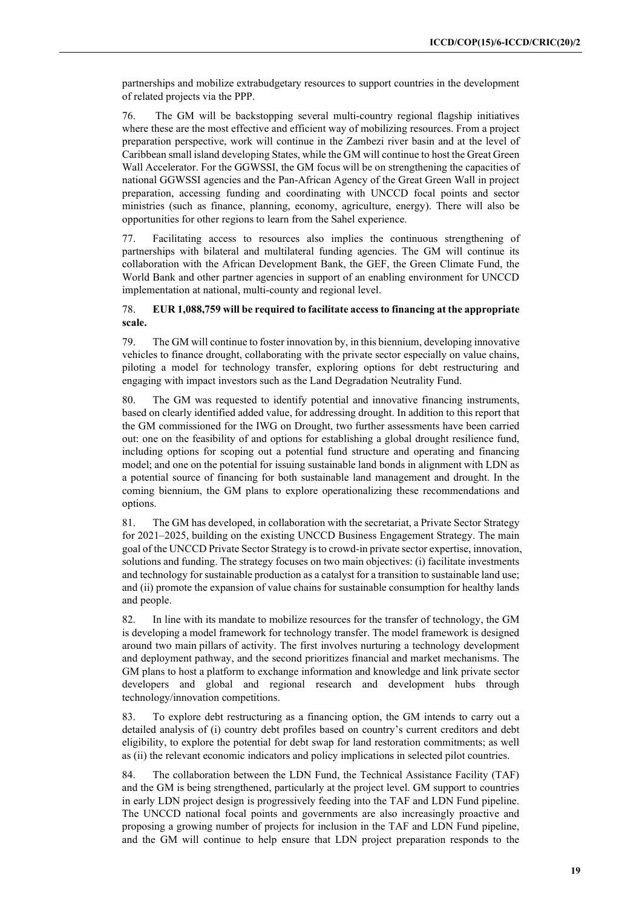partnerships and mobilize extrabudgetary resources to support countries in the development of related projects via the PPP.

76. The GM will be backstopping several multi-country regional flagship initiatives where these are the most effective and efficient way of mobilizing resources. From a project preparation perspective, work will continue in the Zambezi river basin and at the level of Caribbean small island developing States, while the GM will continue to host the Great Green Wall Accelerator. For the GGWSSI, the GM focus will be on strengthening the capacities of national GGWSSI agencies and the Pan-African Agency of the Great Green Wall in project preparation, accessing funding and coordinating with UNCCD focal points and sector ministries (such as finance, planning, economy, agriculture, energy). There will also be opportunities for other regions to learn from the Sahel experience.

77. Facilitating access to resources also implies the continuous strengthening of partnerships with bilateral and multilateral funding agencies. The GM will continue its collaboration with the African Development Bank, the GEF, the Green Climate Fund, the World Bank and other partner agencies in support of an enabling environment for UNCCD implementation at national, multi-county and regional level.

78. **EUR 1,088,759 will be required to facilitate access to financing at the appropriate scale.**

79. The GM will continue to foster innovation by, in this biennium, developing innovative vehicles to finance drought, collaborating with the private sector especially on value chains, piloting a model for technology transfer, exploring options for debt restructuring and engaging with impact investors such as the Land Degradation Neutrality Fund.

80. The GM was requested to identify potential and innovative financing instruments, based on clearly identified added value, for addressing drought. In addition to this report that the GM commissioned for the IWG on Drought, two further assessments have been carried out: one on the feasibility of and options for establishing a global drought resilience fund, including options for scoping out a potential fund structure and operating and financing model; and one on the potential for issuing sustainable land bonds in alignment with LDN as a potential source of financing for both sustainable land management and drought. In the coming biennium, the GM plans to explore operationalizing these recommendations and options.

81. The GM has developed, in collaboration with the secretariat, a Private Sector Strategy for 2021–2025, building on the existing UNCCD Business Engagement Strategy. The main goal of the UNCCD Private Sector Strategy is to crowd-in private sector expertise, innovation, solutions and funding. The strategy focuses on two main objectives: (i) facilitate investments and technology for sustainable production as a catalyst for a transition to sustainable land use; and (ii) promote the expansion of value chains for sustainable consumption for healthy lands and people.

82. In line with its mandate to mobilize resources for the transfer of technology, the GM is developing a model framework for technology transfer. The model framework is designed around two main pillars of activity. The first involves nurturing a technology development and deployment pathway, and the second prioritizes financial and market mechanisms. The GM plans to host a platform to exchange information and knowledge and link private sector developers and global and regional research and development hubs through technology/innovation competitions.

83. To explore debt restructuring as a financing option, the GM intends to carry out a detailed analysis of (i) country debt profiles based on country's current creditors and debt eligibility, to explore the potential for debt swap for land restoration commitments; as well as (ii) the relevant economic indicators and policy implications in selected pilot countries.

84. The collaboration between the LDN Fund, the Technical Assistance Facility (TAF) and the GM is being strengthened, particularly at the project level. GM support to countries in early LDN project design is progressively feeding into the TAF and LDN Fund pipeline. The UNCCD national focal points and governments are also increasingly proactive and proposing a growing number of projects for inclusion in the TAF and LDN Fund pipeline, and the GM will continue to help ensure that LDN project preparation responds to the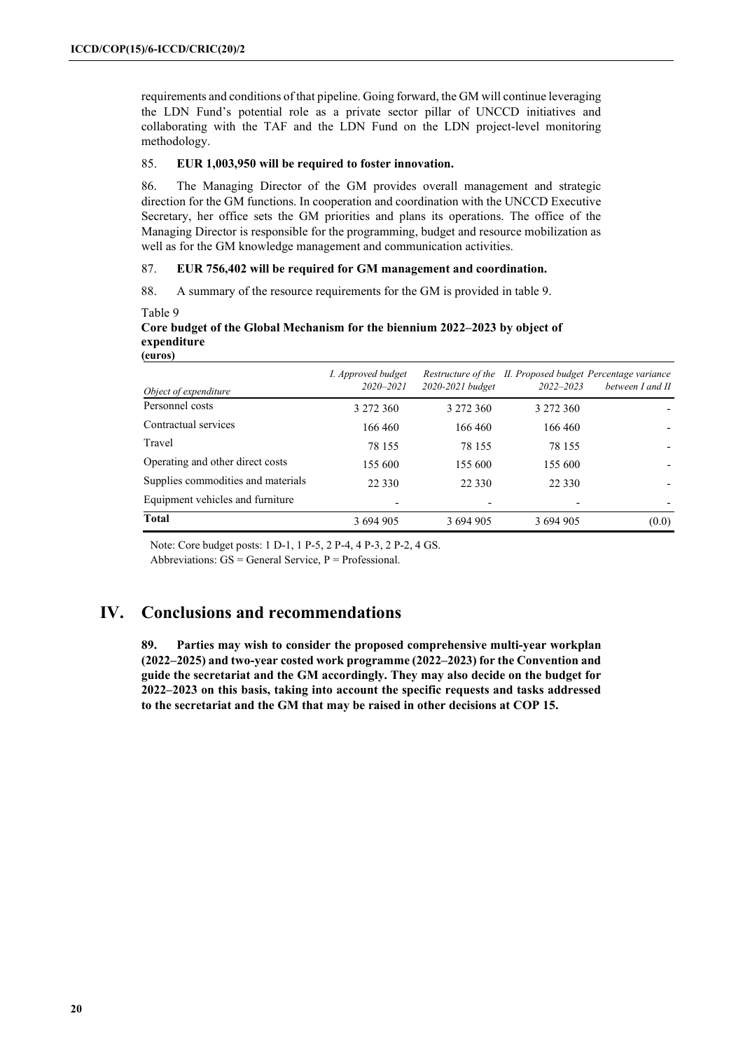requirements and conditions of that pipeline. Going forward, the GM will continue leveraging the LDN Fund's potential role as a private sector pillar of UNCCD initiatives and collaborating with the TAF and the LDN Fund on the LDN project-level monitoring methodology.

85. **EUR 1,003,950 will be required to foster innovation.**

86. The Managing Director of the GM provides overall management and strategic direction for the GM functions. In cooperation and coordination with the UNCCD Executive Secretary, her office sets the GM priorities and plans its operations. The office of the Managing Director is responsible for the programming, budget and resource mobilization as well as for the GM knowledge management and communication activities.

87. **EUR 756,402 will be required for GM management and coordination.**

88. A summary of the resource requirements for the GM is provided in table 9.

Table 9
**Core budget of the Global Mechanism for the biennium 2022–2023 by object of expenditure**
**(euros)**

| *Object of expenditure* | *I. Approved budget 2020–2021* | *Restructure of the 2020-2021 budget* | *II. Proposed budget 2022–2023* | *Percentage variance between I and II* |
|---|---|---|---|---|
| Personnel costs | 3 272 360 | 3 272 360 | 3 272 360 | - |
| Contractual services | 166 460 | 166 460 | 166 460 | - |
| Travel | 78 155 | 78 155 | 78 155 | - |
| Operating and other direct costs | 155 600 | 155 600 | 155 600 | - |
| Supplies commodities and materials | 22 330 | 22 330 | 22 330 | - |
| Equipment vehicles and furniture | - | - | - | - |
| **Total** | 3 694 905 | 3 694 905 | 3 694 905 | (0.0) |

Note: Core budget posts: 1 D-1, 1 P-5, 2 P-4, 4 P-3, 2 P-2, 4 GS.
Abbreviations: GS = General Service, P = Professional.

# IV. Conclusions and recommendations

**89. Parties may wish to consider the proposed comprehensive multi-year workplan (2022–2025) and two-year costed work programme (2022–2023) for the Convention and guide the secretariat and the GM accordingly. They may also decide on the budget for 2022–2023 on this basis, taking into account the specific requests and tasks addressed to the secretariat and the GM that may be raised in other decisions at COP 15.**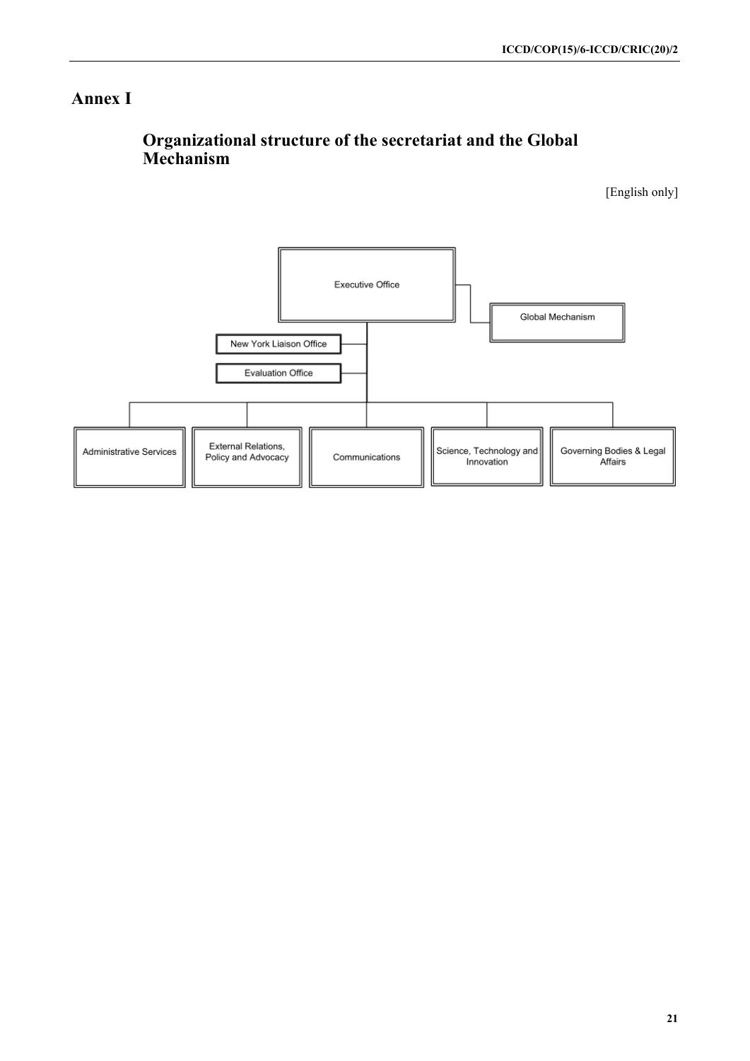# Annex I

## Organizational structure of the secretariat and the Global Mechanism

[English only]

Executive Office

Global Mechanism

New York Liaison Office

Evaluation Office

Administrative Services

External Relations, Policy and Advocacy

Communications

Science, Technology and Innovation

Governing Bodies & Legal Affairs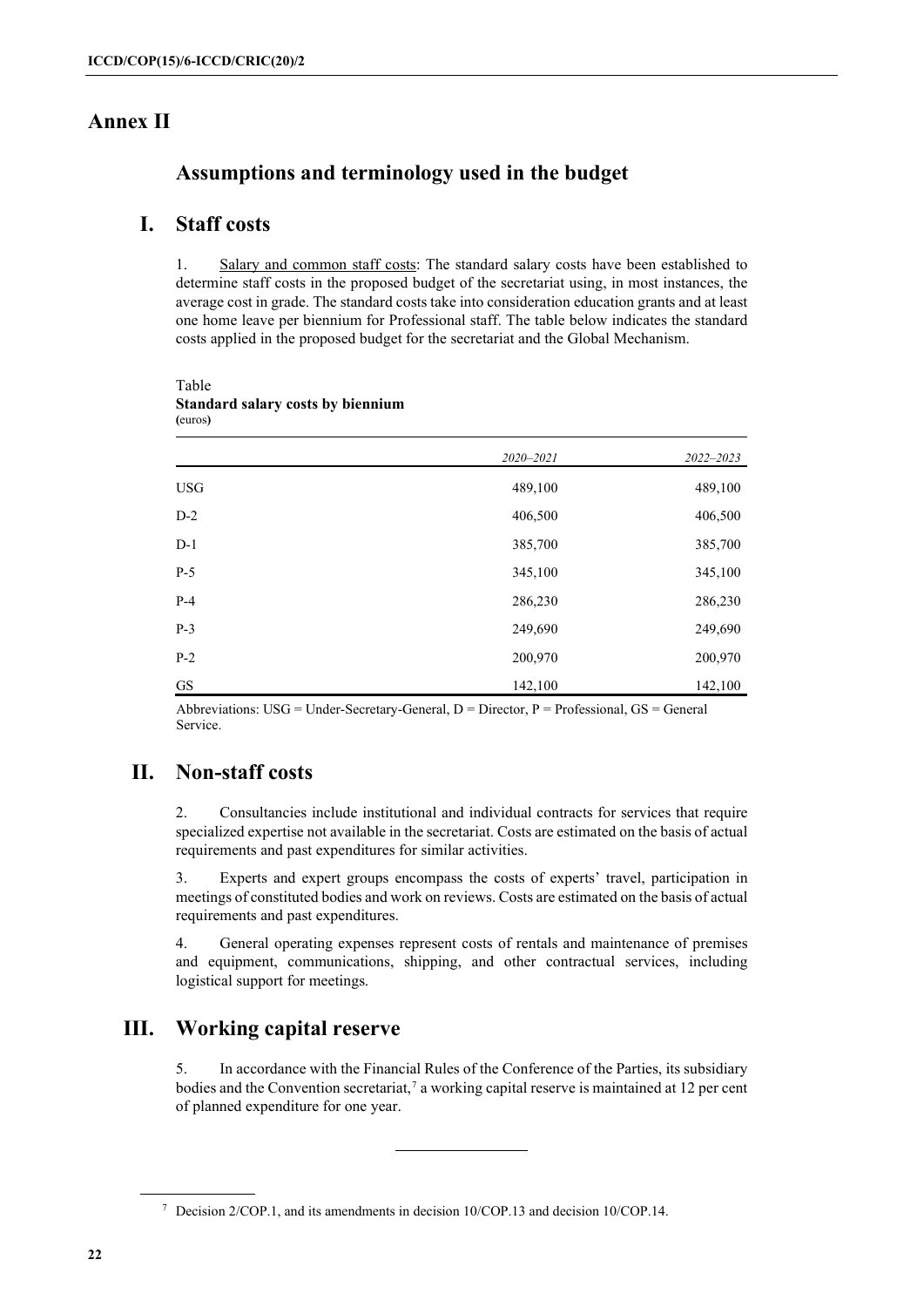# Annex II

## Assumptions and terminology used in the budget

## I. Staff costs

1. Salary and common staff costs: The standard salary costs have been established to determine staff costs in the proposed budget of the secretariat using, in most instances, the average cost in grade. The standard costs take into consideration education grants and at least one home leave per biennium for Professional staff. The table below indicates the standard costs applied in the proposed budget for the secretariat and the Global Mechanism.

Table
**Standard salary costs by biennium**
(euros)

| | *2020–2021* | *2022–2023* |
|---|---|---|
| USG | 489,100 | 489,100 |
| D-2 | 406,500 | 406,500 |
| D-1 | 385,700 | 385,700 |
| P-5 | 345,100 | 345,100 |
| P-4 | 286,230 | 286,230 |
| P-3 | 249,690 | 249,690 |
| P-2 | 200,970 | 200,970 |
| GS | 142,100 | 142,100 |

Abbreviations: USG = Under-Secretary-General, D = Director, P = Professional, GS = General Service.

## II. Non-staff costs

2. Consultancies include institutional and individual contracts for services that require specialized expertise not available in the secretariat. Costs are estimated on the basis of actual requirements and past expenditures for similar activities.

3. Experts and expert groups encompass the costs of experts' travel, participation in meetings of constituted bodies and work on reviews. Costs are estimated on the basis of actual requirements and past expenditures.

4. General operating expenses represent costs of rentals and maintenance of premises and equipment, communications, shipping, and other contractual services, including logistical support for meetings.

## III. Working capital reserve

5. In accordance with the Financial Rules of the Conference of the Parties, its subsidiary bodies and the Convention secretariat,[7] a working capital reserve is maintained at 12 per cent of planned expenditure for one year.

---

[7] Decision 2/COP.1, and its amendments in decision 10/COP.13 and decision 10/COP.14.